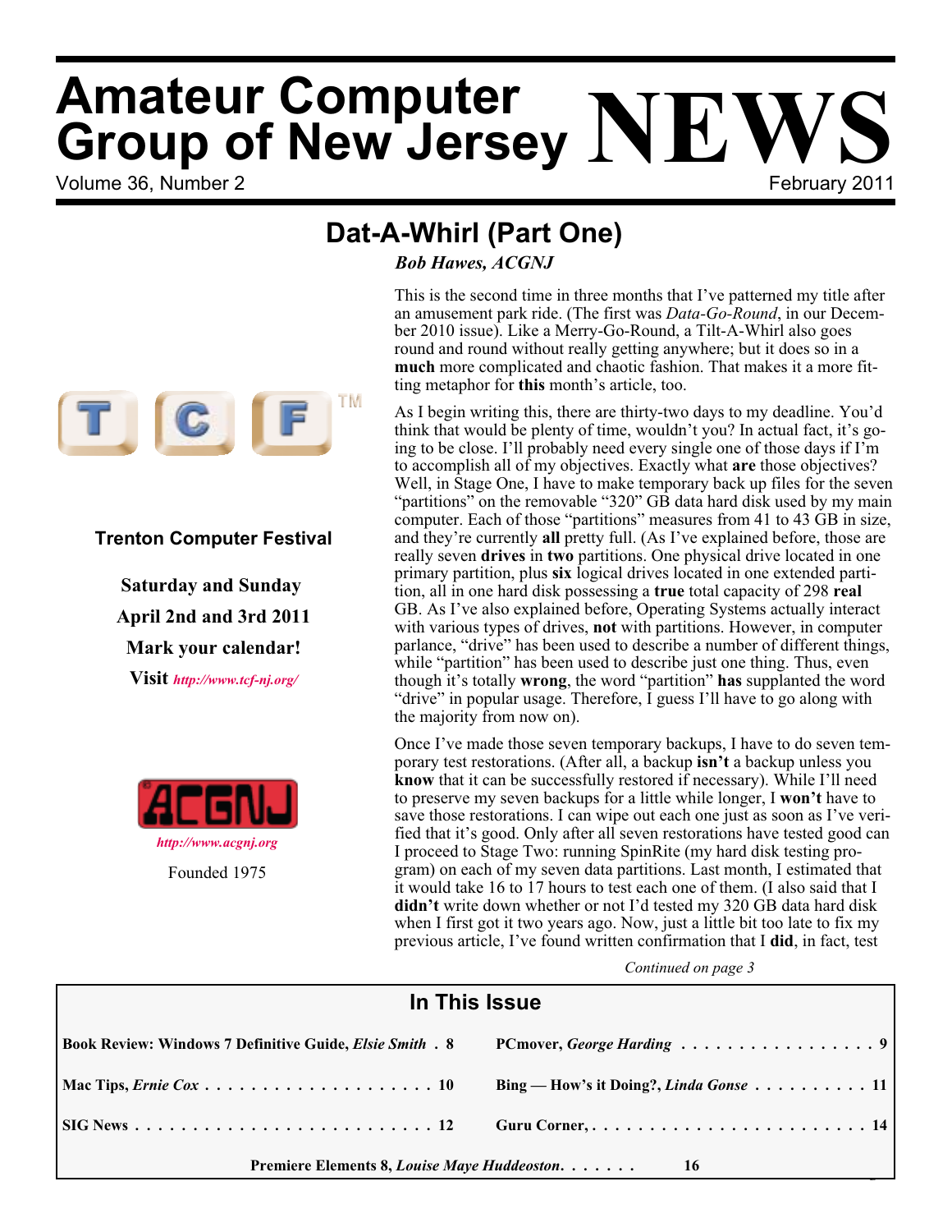# Amateur Computer Group of New Jersey NEWS

Volume 36, Number 2 — February 2011

## Dat-A-Whirl (Part One)

*Bob Hawes, ACGNJ*

This is the second time in three months that I've patterned my title after an amusement park ride. (The first was *Data-Go-Round*, in our December 2010 issue). Like a Merry-Go-Round, a Tilt-A-Whirl also goes round and round without really getting anywhere; but it does so in a **much** more complicated and chaotic fashion. That makes it a more fitting metaphor for **this** month's article, too.

As I begin writing this, there are thirty-two days to my deadline. You'd think that would be plenty of time, wouldn't you? In actual fact, it's going to be close. I'll probably need every single one of those days if I'm to accomplish all of my objectives. Exactly what **are** those objectives? Well, in Stage One, I have to make temporary back up files for the seven "partitions" on the removable "320" GB data hard disk used by my main computer. Each of those "partitions" measures from 41 to 43 GB in size, and they're currently **all** pretty full. (As I've explained before, those are really seven **drives** in **two** partitions. One physical drive located in one primary partition, plus **six** logical drives located in one extended partition, all in one hard disk possessing a **true** total capacity of 298 **real** GB. As I've also explained before, Operating Systems actually interact with various types of drives, **not** with partitions. However, in computer parlance, "drive" has been used to describe a number of different things, while "partition" has been used to describe just one thing. Thus, even though it's totally **wrong**, the word "partition" **has** supplanted the word "drive" in popular usage. Therefore, I guess I'll have to go along with the majority from now on).

Once I've made those seven temporary backups, I have to do seven temporary test restorations. (After all, a backup **isn't** a backup unless you **know** that it can be successfully restored if necessary). While I'll need to preserve my seven backups for a little while longer, I **won't** have to save those restorations. I can wipe out each one just as soon as I've verified that it's good. Only after all seven restorations have tested good can I proceed to Stage Two: running SpinRite (my hard disk testing program) on each of my seven data partitions. Last month, I estimated that it would take 16 to 17 hours to test each one of them. (I also said that I **didn't** write down whether or not I'd tested my 320 GB data hard disk when I first got it two years ago. Now, just a little bit too late to fix my previous article, I've found written confirmation that I **did**, in fact, test

*Continued on page 3*

**TCF™**

**Trenton Computer Festival**

**Saturday and Sunday**
**April 2nd and 3rd 2011**
**Mark your calendar!**
**Visit** *http://www.tcf-nj.org/*

**ACGNJ**
*http://www.acgnj.org*
Founded 1975

### In This Issue

| | |
|---|---|
| **Book Review: Windows 7 Definitive Guide, *Elsie Smith* . . 8** | **PCmover, *George Harding* . . . . . . . . . . . . . . . . . 9** |
| **Mac Tips, *Ernie Cox* . . . . . . . . . . . . . . . . . . . . 10** | **Bing — How's it Doing?, *Linda Gonse* . . . . . . . . . . 11** |
| **SIG News . . . . . . . . . . . . . . . . . . . . . . . . . . 12** | **Guru Corner, . . . . . . . . . . . . . . . . . . . . . . . . 14** |
| **Premiere Elements 8, *Louise Maye Huddeoston*. . . . . . . 16** | |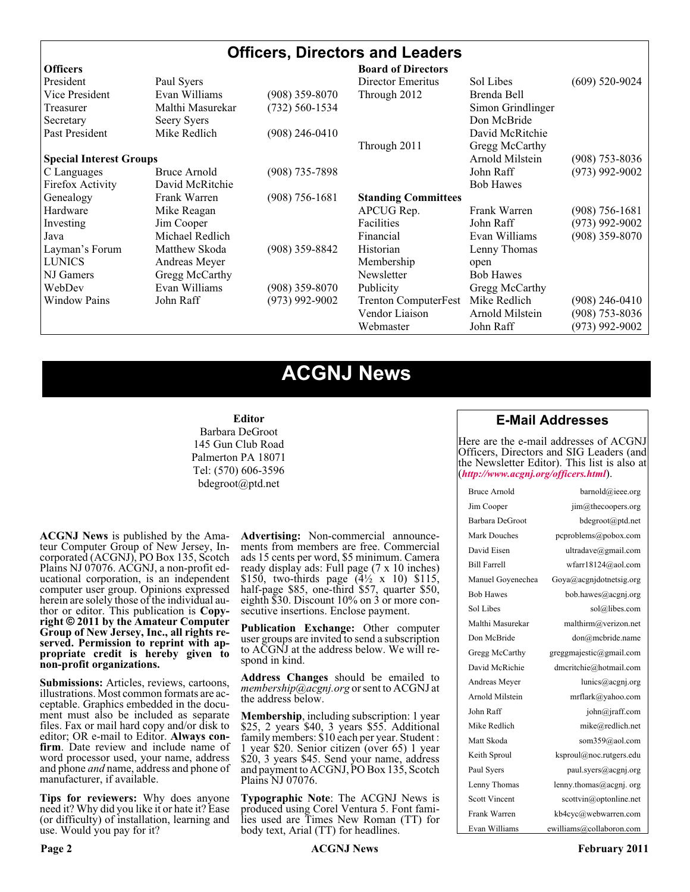# Officers, Directors and Leaders

| **Officers** | | | **Board of Directors** | | |
|---|---|---|---|---|---|
| President | Paul Syers | | Director Emeritus | Sol Libes | (609) 520-9024 |
| Vice President | Evan Williams | (908) 359-8070 | Through 2012 | Brenda Bell | |
| Treasurer | Malthi Masurekar | (732) 560-1534 | | Simon Grindlinger | |
| Secretary | Seery Syers | | | Don McBride | |
| Past President | Mike Redlich | (908) 246-0410 | | David McRitchie | |
| | | | Through 2011 | Gregg McCarthy | |
| **Special Interest Groups** | | | | Arnold Milstein | (908) 753-8036 |
| C Languages | Bruce Arnold | (908) 735-7898 | | John Raff | (973) 992-9002 |
| Firefox Activity | David McRitchie | | | Bob Hawes | |
| Genealogy | Frank Warren | (908) 756-1681 | **Standing Committees** | | |
| Hardware | Mike Reagan | | APCUG Rep. | Frank Warren | (908) 756-1681 |
| Investing | Jim Cooper | | Facilities | John Raff | (973) 992-9002 |
| Java | Michael Redlich | | Financial | Evan Williams | (908) 359-8070 |
| Layman's Forum | Matthew Skoda | (908) 359-8842 | Historian | Lenny Thomas | |
| LUNICS | Andreas Meyer | | Membership | open | |
| NJ Gamers | Gregg McCarthy | | Newsletter | Bob Hawes | |
| WebDev | Evan Williams | (908) 359-8070 | Publicity | Gregg McCarthy | |
| Window Pains | John Raff | (973) 992-9002 | Trenton ComputerFest | Mike Redlich | (908) 246-0410 |
| | | | Vendor Liaison | Arnold Milstein | (908) 753-8036 |
| | | | Webmaster | John Raff | (973) 992-9002 |

# ACGNJ News

**Editor**

Barbara DeGroot
145 Gun Club Road
Palmerton PA 18071
Tel: (570) 606-3596
bdegroot@ptd.net

**ACGNJ News** is published by the Amateur Computer Group of New Jersey, Incorporated (ACGNJ), PO Box 135, Scotch Plains NJ 07076. ACGNJ, a non-profit educational corporation, is an independent computer user group. Opinions expressed herein are solely those of the individual author or editor. This publication is **Copyright © 2011 by the Amateur Computer Group of New Jersey, Inc., all rights reserved. Permission to reprint with appropriate credit is hereby given to non-profit organizations.**

**Submissions:** Articles, reviews, cartoons, illustrations. Most common formats are acceptable. Graphics embedded in the document must also be included as separate files. Fax or mail hard copy and/or disk to editor; OR e-mail to Editor. **Always confirm**. Date review and include name of word processor used, your name, address and phone *and* name, address and phone of manufacturer, if available.

**Tips for reviewers:** Why does anyone need it? Why did you like it or hate it? Ease (or difficulty) of installation, learning and use. Would you pay for it?

**Advertising:** Non-commercial announcements from members are free. Commercial ads 15 cents per word, $5 minimum. Camera ready display ads: Full page (7 x 10 inches) $150, two-thirds page (4½ x 10) $115, half-page $85, one-third $57, quarter $50, eighth $30. Discount 10% on 3 or more consecutive insertions. Enclose payment.

**Publication Exchange:** Other computer user groups are invited to send a subscription to ACGNJ at the address below. We will respond in kind.

**Address Changes** should be emailed to *membership@acgnj.org* or sent to ACGNJ at the address below.

**Membership**, including subscription: 1 year $25, 2 years $40, 3 years $55. Additional family members: $10 each per year. Student : 1 year $20. Senior citizen (over 65) 1 year $20, 3 years $45. Send your name, address and payment to ACGNJ, PO Box 135, Scotch Plains NJ 07076.

**Typographic Note**: The ACGNJ News is produced using Corel Ventura 5. Font families used are Times New Roman (TT) for body text, Arial (TT) for headlines.

## E-Mail Addresses

Here are the e-mail addresses of ACGNJ Officers, Directors and SIG Leaders (and the Newsletter Editor). This list is also at (*http://www.acgnj.org/officers.html*).

| Name | E-Mail |
|---|---|
| Bruce Arnold | barnold@ieee.org |
| Jim Cooper | jim@thecoopers.org |
| Barbara DeGroot | bdegroot@ptd.net |
| Mark Douches | pcproblems@pobox.com |
| David Eisen | ultradave@gmail.com |
| Bill Farrell | wfarr18124@aol.com |
| Manuel Goyenechea | Goya@acgnjdotnetsig.org |
| Bob Hawes | bob.hawes@acgnj.org |
| Sol Libes | sol@libes.com |
| Malthi Masurekar | malthirm@verizon.net |
| Don McBride | don@mcbride.name |
| Gregg McCarthy | greggmajestic@gmail.com |
| David McRichie | dmcritchie@hotmail.com |
| Andreas Meyer | lunics@acgnj.org |
| Arnold Milstein | mrflark@yahoo.com |
| John Raff | john@jraff.com |
| Mike Redlich | mike@redlich.net |
| Matt Skoda | som359@aol.com |
| Keith Sproul | ksproul@noc.rutgers.edu |
| Paul Syers | paul.syers@acgnj.org |
| Lenny Thomas | lenny.thomas@acgnj. org |
| Scott Vincent | scottvin@optonline.net |
| Frank Warren | kb4cyc@webwarren.com |
| Evan Williams | ewilliams@collaboron.com |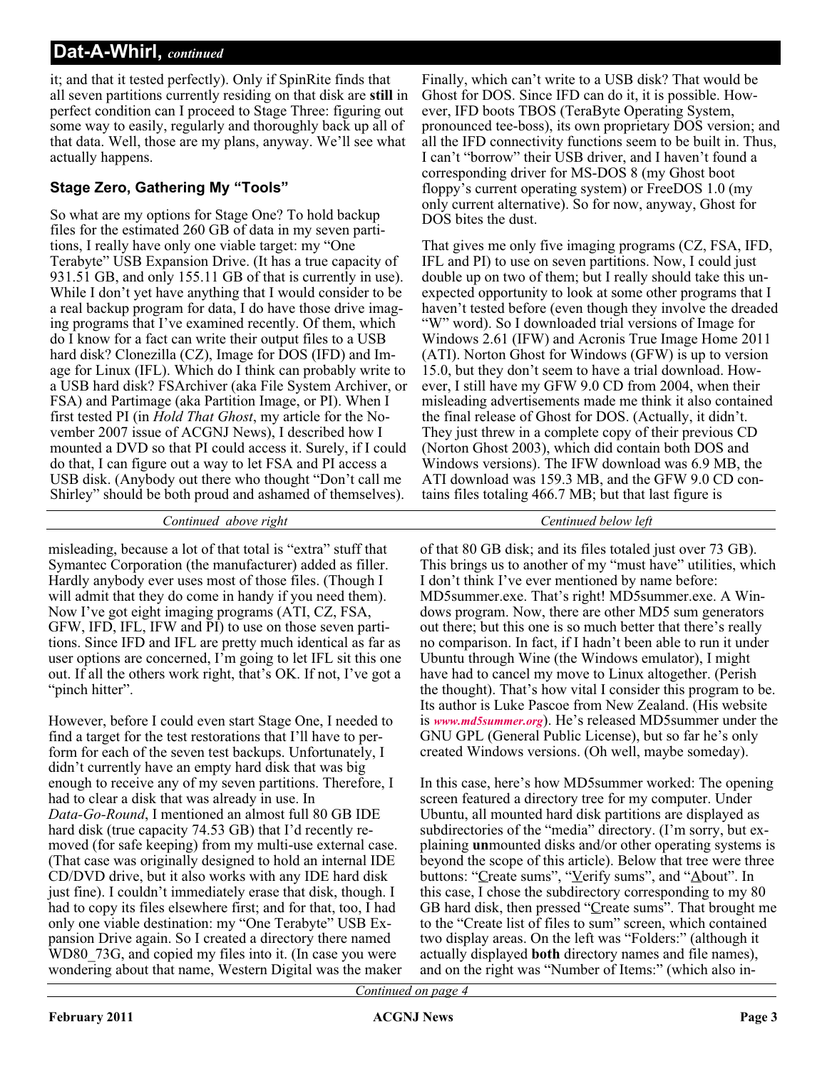## Dat-A-Whirl, *continued*

it; and that it tested perfectly). Only if SpinRite finds that all seven partitions currently residing on that disk are **still** in perfect condition can I proceed to Stage Three: figuring out some way to easily, regularly and thoroughly back up all of that data. Well, those are my plans, anyway. We'll see what actually happens.

### Stage Zero, Gathering My "Tools"

So what are my options for Stage One? To hold backup files for the estimated 260 GB of data in my seven partitions, I really have only one viable target: my "One Terabyte" USB Expansion Drive. (It has a true capacity of 931.51 GB, and only 155.11 GB of that is currently in use). While I don't yet have anything that I would consider to be a real backup program for data, I do have those drive imaging programs that I've examined recently. Of them, which do I know for a fact can write their output files to a USB hard disk? Clonezilla (CZ), Image for DOS (IFD) and Image for Linux (IFL). Which do I think can probably write to a USB hard disk? FSArchiver (aka File System Archiver, or FSA) and Partimage (aka Partition Image, or PI). When I first tested PI (in *Hold That Ghost*, my article for the November 2007 issue of ACGNJ News), I described how I mounted a DVD so that PI could access it. Surely, if I could do that, I can figure out a way to let FSA and PI access a USB disk. (Anybody out there who thought "Don't call me Shirley" should be both proud and ashamed of themselves).

Finally, which can't write to a USB disk? That would be Ghost for DOS. Since IFD can do it, it is possible. However, IFD boots TBOS (TeraByte Operating System, pronounced tee-boss), its own proprietary DOS version; and all the IFD connectivity functions seem to be built in. Thus, I can't "borrow" their USB driver, and I haven't found a corresponding driver for MS-DOS 8 (my Ghost boot floppy's current operating system) or FreeDOS 1.0 (my only current alternative). So for now, anyway, Ghost for DOS bites the dust.

That gives me only five imaging programs (CZ, FSA, IFD, IFL and PI) to use on seven partitions. Now, I could just double up on two of them; but I really should take this unexpected opportunity to look at some other programs that I haven't tested before (even though they involve the dreaded "W" word). So I downloaded trial versions of Image for Windows 2.61 (IFW) and Acronis True Image Home 2011 (ATI). Norton Ghost for Windows (GFW) is up to version 15.0, but they don't seem to have a trial download. However, I still have my GFW 9.0 CD from 2004, when their misleading advertisements made me think it also contained the final release of Ghost for DOS. (Actually, it didn't. They just threw in a complete copy of their previous CD (Norton Ghost 2003), which did contain both DOS and Windows versions). The IFW download was 6.9 MB, the ATI download was 159.3 MB, and the GFW 9.0 CD contains files totaling 466.7 MB; but that last figure is misleading, because a lot of that total is "extra" stuff that Symantec Corporation (the manufacturer) added as filler. Hardly anybody ever uses most of those files. (Though I will admit that they do come in handy if you need them). Now I've got eight imaging programs (ATI, CZ, FSA, GFW, IFD, IFL, IFW and PI) to use on those seven partitions. Since IFD and IFL are pretty much identical as far as user options are concerned, I'm going to let IFL sit this one out. If all the others work right, that's OK. If not, I've got a "pinch hitter".

However, before I could even start Stage One, I needed to find a target for the test restorations that I'll have to perform for each of the seven test backups. Unfortunately, I didn't currently have an empty hard disk that was big enough to receive any of my seven partitions. Therefore, I had to clear a disk that was already in use. In *Data-Go-Round*, I mentioned an almost full 80 GB IDE hard disk (true capacity 74.53 GB) that I'd recently removed (for safe keeping) from my multi-use external case. (That case was originally designed to hold an internal IDE CD/DVD drive, but it also works with any IDE hard disk just fine). I couldn't immediately erase that disk, though. I had to copy its files elsewhere first; and for that, too, I had only one viable destination: my "One Terabyte" USB Expansion Drive again. So I created a directory there named WD80_73G, and copied my files into it. (In case you were wondering about that name, Western Digital was the maker of that 80 GB disk; and its files totaled just over 73 GB). This brings us to another of my "must have" utilities, which I don't think I've ever mentioned by name before: MD5summer.exe. That's right! MD5summer.exe. A Windows program. Now, there are other MD5 sum generators out there; but this one is so much better that there's really no comparison. In fact, if I hadn't been able to run it under Ubuntu through Wine (the Windows emulator), I might have had to cancel my move to Linux altogether. (Perish the thought). That's how vital I consider this program to be. Its author is Luke Pascoe from New Zealand. (His website is *www.md5summer.org*). He's released MD5summer under the GNU GPL (General Public License), but so far he's only created Windows versions. (Oh well, maybe someday).

In this case, here's how MD5summer worked: The opening screen featured a directory tree for my computer. Under Ubuntu, all mounted hard disk partitions are displayed as subdirectories of the "media" directory. (I'm sorry, but explaining **un**mounted disks and/or other operating systems is beyond the scope of this article). Below that tree were three buttons: "Create sums", "Verify sums", and "About". In this case, I chose the subdirectory corresponding to my 80 GB hard disk, then pressed "Create sums". That brought me to the "Create list of files to sum" screen, which contained two display areas. On the left was "Folders:" (although it actually displayed **both** directory names and file names), and on the right was "Number of Items:" (which also in-

*Continued on page 4*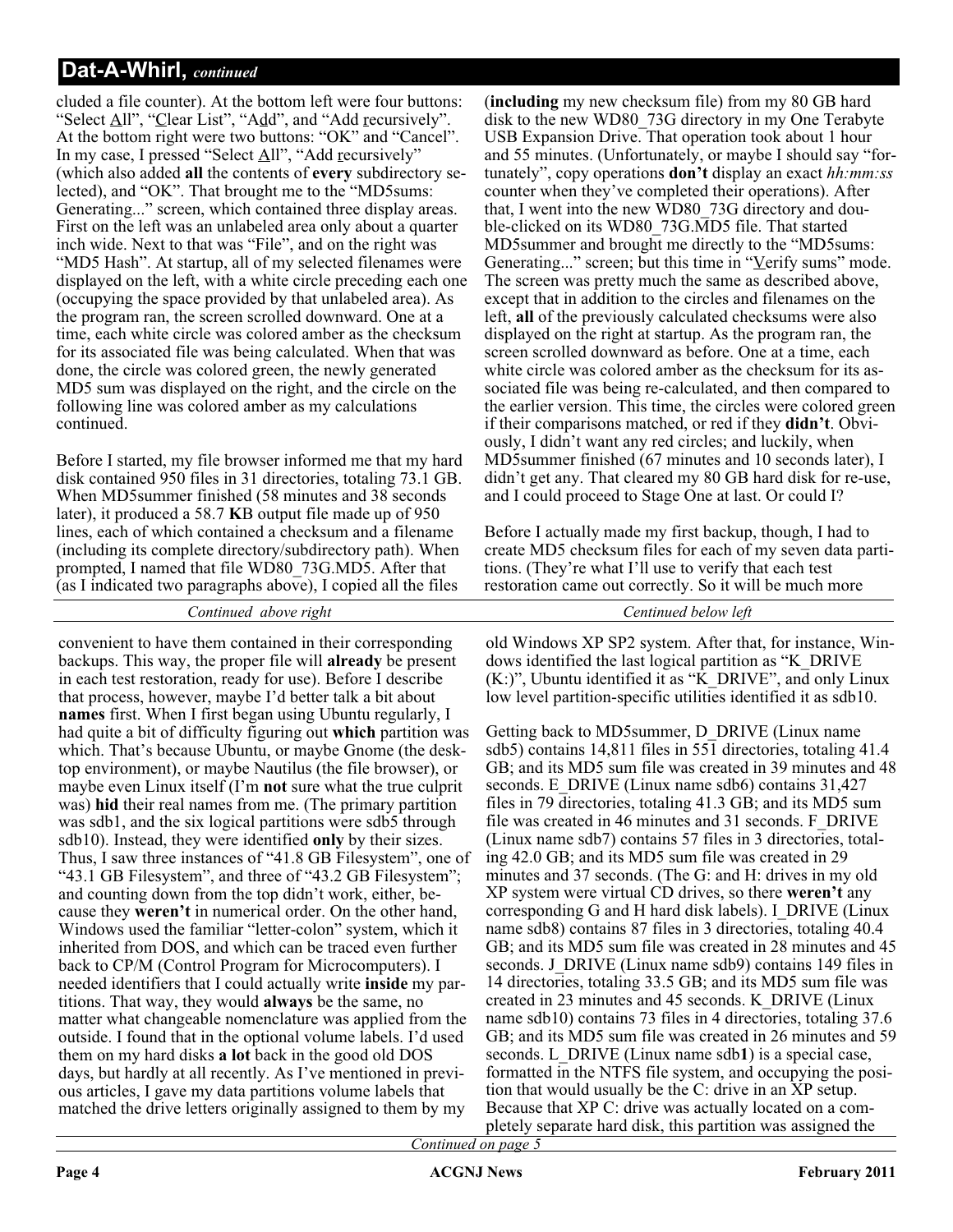## Dat-A-Whirl, *continued*

cluded a file counter). At the bottom left were four buttons: "Select All", "Clear List", "Add", and "Add recursively". At the bottom right were two buttons: "OK" and "Cancel". In my case, I pressed "Select All", "Add recursively" (which also added **all** the contents of **every** subdirectory selected), and "OK". That brought me to the "MD5sums: Generating..." screen, which contained three display areas. First on the left was an unlabeled area only about a quarter inch wide. Next to that was "File", and on the right was "MD5 Hash". At startup, all of my selected filenames were displayed on the left, with a white circle preceding each one (occupying the space provided by that unlabeled area). As the program ran, the screen scrolled downward. One at a time, each white circle was colored amber as the checksum for its associated file was being calculated. When that was done, the circle was colored green, the newly generated MD5 sum was displayed on the right, and the circle on the following line was colored amber as my calculations continued.

Before I started, my file browser informed me that my hard disk contained 950 files in 31 directories, totaling 73.1 GB. When MD5summer finished (58 minutes and 38 seconds later), it produced a 58.7 **K**B output file made up of 950 lines, each of which contained a checksum and a filename (including its complete directory/subdirectory path). When prompted, I named that file WD80_73G.MD5. After that (as I indicated two paragraphs above), I copied all the files (**including** my new checksum file) from my 80 GB hard disk to the new WD80_73G directory in my One Terabyte USB Expansion Drive. That operation took about 1 hour and 55 minutes. (Unfortunately, or maybe I should say "fortunately", copy operations **don't** display an exact *hh:mm:ss* counter when they've completed their operations). After that, I went into the new WD80_73G directory and double-clicked on its WD80_73G.MD5 file. That started MD5summer and brought me directly to the "MD5sums: Generating..." screen; but this time in "Verify sums" mode. The screen was pretty much the same as described above, except that in addition to the circles and filenames on the left, **all** of the previously calculated checksums were also displayed on the right at startup. As the program ran, the screen scrolled downward as before. One at a time, each white circle was colored amber as the checksum for its associated file was being re-calculated, and then compared to the earlier version. This time, the circles were colored green if their comparisons matched, or red if they **didn't**. Obviously, I didn't want any red circles; and luckily, when MD5summer finished (67 minutes and 10 seconds later), I didn't get any. That cleared my 80 GB hard disk for re-use, and I could proceed to Stage One at last. Or could I?

Before I actually made my first backup, though, I had to create MD5 checksum files for each of my seven data partitions. (They're what I'll use to verify that each test restoration came out correctly. So it will be much more convenient to have them contained in their corresponding backups. This way, the proper file will **already** be present in each test restoration, ready for use). Before I describe that process, however, maybe I'd better talk a bit about **names** first. When I first began using Ubuntu regularly, I had quite a bit of difficulty figuring out **which** partition was which. That's because Ubuntu, or maybe Gnome (the desktop environment), or maybe Nautilus (the file browser), or maybe even Linux itself (I'm **not** sure what the true culprit was) **hid** their real names from me. (The primary partition was sdb1, and the six logical partitions were sdb5 through sdb10). Instead, they were identified **only** by their sizes. Thus, I saw three instances of "41.8 GB Filesystem", one of "43.1 GB Filesystem", and three of "43.2 GB Filesystem"; and counting down from the top didn't work, either, because they **weren't** in numerical order. On the other hand, Windows used the familiar "letter-colon" system, which it inherited from DOS, and which can be traced even further back to CP/M (Control Program for Microcomputers). I needed identifiers that I could actually write **inside** my partitions. That way, they would **always** be the same, no matter what changeable nomenclature was applied from the outside. I found that in the optional volume labels. I'd used them on my hard disks **a lot** back in the good old DOS days, but hardly at all recently. As I've mentioned in previous articles, I gave my data partitions volume labels that matched the drive letters originally assigned to them by my old Windows XP SP2 system. After that, for instance, Windows identified the last logical partition as "K_DRIVE (K:)", Ubuntu identified it as "K_DRIVE", and only Linux low level partition-specific utilities identified it as sdb10.

Getting back to MD5summer, D_DRIVE (Linux name sdb5) contains 14,811 files in 551 directories, totaling 41.4 GB; and its MD5 sum file was created in 39 minutes and 48 seconds. E_DRIVE (Linux name sdb6) contains 31,427 files in 79 directories, totaling 41.3 GB; and its MD5 sum file was created in 46 minutes and 31 seconds. F_DRIVE (Linux name sdb7) contains 57 files in 3 directories, totaling 42.0 GB; and its MD5 sum file was created in 29 minutes and 37 seconds. (The G: and H: drives in my old XP system were virtual CD drives, so there **weren't** any corresponding G and H hard disk labels). I_DRIVE (Linux name sdb8) contains 87 files in 3 directories, totaling 40.4 GB; and its MD5 sum file was created in 28 minutes and 45 seconds. J_DRIVE (Linux name sdb9) contains 149 files in 14 directories, totaling 33.5 GB; and its MD5 sum file was created in 23 minutes and 45 seconds. K_DRIVE (Linux name sdb10) contains 73 files in 4 directories, totaling 37.6 GB; and its MD5 sum file was created in 26 minutes and 59 seconds. L_DRIVE (Linux name sdb**1**) is a special case, formatted in the NTFS file system, and occupying the position that would usually be the C: drive in an XP setup. Because that XP C: drive was actually located on a completely separate hard disk, this partition was assigned the

*Continued on page 5*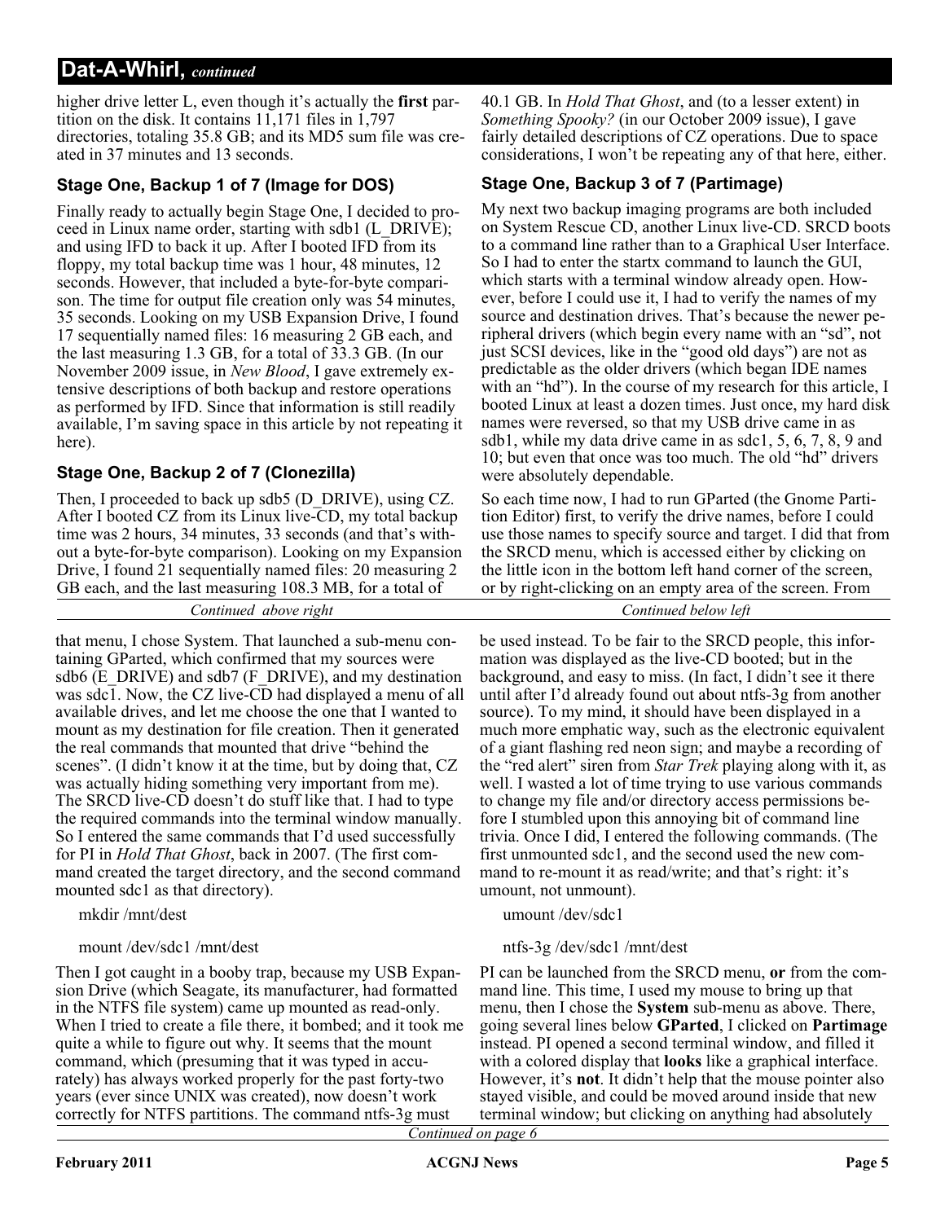## Dat-A-Whirl, *continued*

higher drive letter L, even though it's actually the **first** partition on the disk. It contains 11,171 files in 1,797 directories, totaling 35.8 GB; and its MD5 sum file was created in 37 minutes and 13 seconds.

### Stage One, Backup 1 of 7 (Image for DOS)

Finally ready to actually begin Stage One, I decided to proceed in Linux name order, starting with sdb1 (L_DRIVE); and using IFD to back it up. After I booted IFD from its floppy, my total backup time was 1 hour, 48 minutes, 12 seconds. However, that included a byte-for-byte comparison. The time for output file creation only was 54 minutes, 35 seconds. Looking on my USB Expansion Drive, I found 17 sequentially named files: 16 measuring 2 GB each, and the last measuring 1.3 GB, for a total of 33.3 GB. (In our November 2009 issue, in *New Blood*, I gave extremely extensive descriptions of both backup and restore operations as performed by IFD. Since that information is still readily available, I'm saving space in this article by not repeating it here).

### Stage One, Backup 2 of 7 (Clonezilla)

Then, I proceeded to back up sdb5 (D_DRIVE), using CZ. After I booted CZ from its Linux live-CD, my total backup time was 2 hours, 34 minutes, 33 seconds (and that's without a byte-for-byte comparison). Looking on my Expansion Drive, I found 21 sequentially named files: 20 measuring 2 GB each, and the last measuring 108.3 MB, for a total of 40.1 GB. In *Hold That Ghost*, and (to a lesser extent) in *Something Spooky?* (in our October 2009 issue), I gave fairly detailed descriptions of CZ operations. Due to space considerations, I won't be repeating any of that here, either.

### Stage One, Backup 3 of 7 (Partimage)

My next two backup imaging programs are both included on System Rescue CD, another Linux live-CD. SRCD boots to a command line rather than to a Graphical User Interface. So I had to enter the startx command to launch the GUI, which starts with a terminal window already open. However, before I could use it, I had to verify the names of my source and destination drives. That's because the newer peripheral drivers (which begin every name with an "sd", not just SCSI devices, like in the "good old days") are not as predictable as the older drivers (which began IDE names with an "hd"). In the course of my research for this article, I booted Linux at least a dozen times. Just once, my hard disk names were reversed, so that my USB drive came in as sdb1, while my data drive came in as sdc1, 5, 6, 7, 8, 9 and 10; but even that once was too much. The old "hd" drivers were absolutely dependable.

So each time now, I had to run GParted (the Gnome Partition Editor) first, to verify the drive names, before I could use those names to specify source and target. I did that from the SRCD menu, which is accessed either by clicking on the little icon in the bottom left hand corner of the screen, or by right-clicking on an empty area of the screen. From that menu, I chose System. That launched a sub-menu containing GParted, which confirmed that my sources were sdb6 (E_DRIVE) and sdb7 (F_DRIVE), and my destination was sdc1. Now, the CZ live-CD had displayed a menu of all available drives, and let me choose the one that I wanted to mount as my destination for file creation. Then it generated the real commands that mounted that drive "behind the scenes". (I didn't know it at the time, but by doing that, CZ was actually hiding something very important from me). The SRCD live-CD doesn't do stuff like that. I had to type the required commands into the terminal window manually. So I entered the same commands that I'd used successfully for PI in *Hold That Ghost*, back in 2007. (The first command created the target directory, and the second command mounted sdc1 as that directory).

```
mkdir /mnt/dest

mount /dev/sdc1 /mnt/dest
```

Then I got caught in a booby trap, because my USB Expansion Drive (which Seagate, its manufacturer, had formatted in the NTFS file system) came up mounted as read-only. When I tried to create a file there, it bombed; and it took me quite a while to figure out why. It seems that the mount command, which (presuming that it was typed in accurately) has always worked properly for the past forty-two years (ever since UNIX was created), now doesn't work correctly for NTFS partitions. The command ntfs-3g must be used instead. To be fair to the SRCD people, this information was displayed as the live-CD booted; but in the background, and easy to miss. (In fact, I didn't see it there until after I'd already found out about ntfs-3g from another source). To my mind, it should have been displayed in a much more emphatic way, such as the electronic equivalent of a giant flashing red neon sign; and maybe a recording of the "red alert" siren from *Star Trek* playing along with it, as well. I wasted a lot of time trying to use various commands to change my file and/or directory access permissions before I stumbled upon this annoying bit of command line trivia. Once I did, I entered the following commands. (The first unmounted sdc1, and the second used the new command to re-mount it as read/write; and that's right: it's umount, not unmount).

```
umount /dev/sdc1

ntfs-3g /dev/sdc1 /mnt/dest
```

PI can be launched from the SRCD menu, **or** from the command line. This time, I used my mouse to bring up that menu, then I chose the **System** sub-menu as above. There, going several lines below **GParted**, I clicked on **Partimage** instead. PI opened a second terminal window, and filled it with a colored display that **looks** like a graphical interface. However, it's **not**. It didn't help that the mouse pointer also stayed visible, and could be moved around inside that new terminal window; but clicking on anything had absolutely

*Continued on page 6*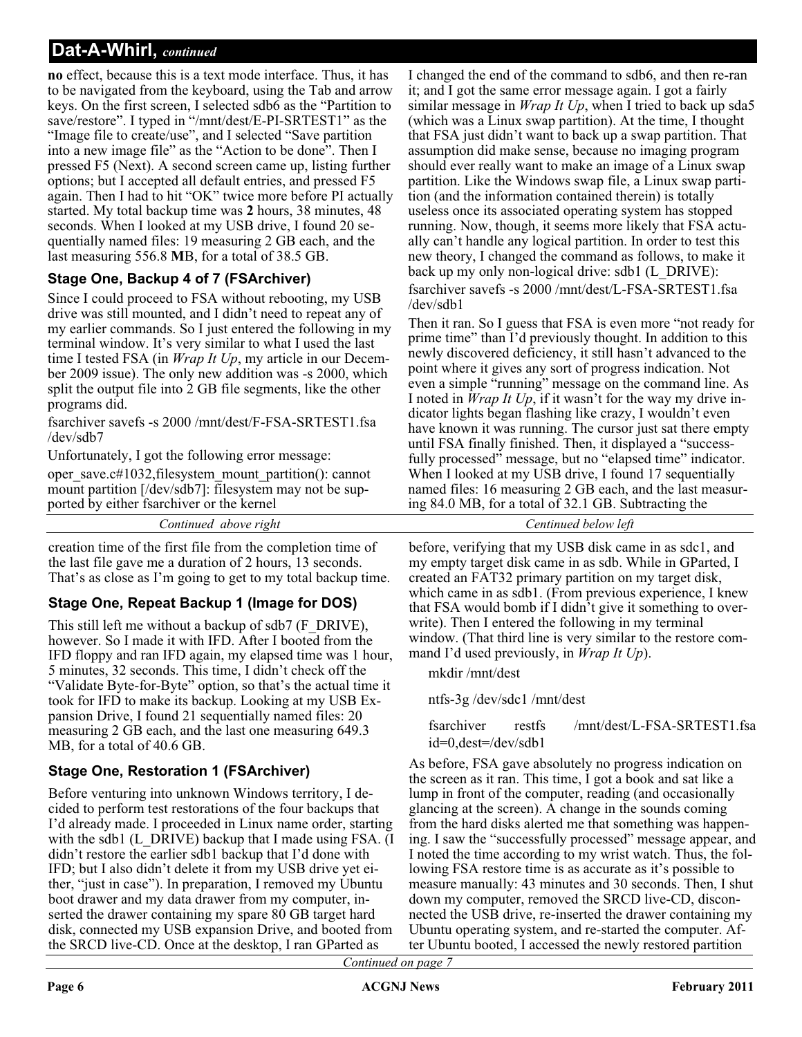**no** effect, because this is a text mode interface. Thus, it has to be navigated from the keyboard, using the Tab and arrow keys. On the first screen, I selected sdb6 as the "Partition to save/restore". I typed in "/mnt/dest/E-PI-SRTEST1" as the "Image file to create/use", and I selected "Save partition into a new image file" as the "Action to be done". Then I pressed F5 (Next). A second screen came up, listing further options; but I accepted all default entries, and pressed F5 again. Then I had to hit "OK" twice more before PI actually started. My total backup time was **2** hours, 38 minutes, 48 seconds. When I looked at my USB drive, I found 20 sequentially named files: 19 measuring 2 GB each, and the last measuring 556.8 **M**B, for a total of 38.5 GB.

### Stage One, Backup 4 of 7 (FSArchiver)

Since I could proceed to FSA without rebooting, my USB drive was still mounted, and I didn't need to repeat any of my earlier commands. So I just entered the following in my terminal window. It's very similar to what I used the last time I tested FSA (in *Wrap It Up*, my article in our December 2009 issue). The only new addition was -s 2000, which split the output file into 2 GB file segments, like the other programs did.

```
fsarchiver savefs -s 2000 /mnt/dest/F-FSA-SRTEST1.fsa /dev/sdb7
```

Unfortunately, I got the following error message:

```
oper_save.c#1032,filesystem_mount_partition(): cannot mount partition [/dev/sdb7]: filesystem may not be supported by either fsarchiver or the kernel
```

I changed the end of the command to sdb6, and then re-ran it; and I got the same error message again. I got a fairly similar message in *Wrap It Up*, when I tried to back up sda5 (which was a Linux swap partition). At the time, I thought that FSA just didn't want to back up a swap partition. That assumption did make sense, because no imaging program should ever really want to make an image of a Linux swap partition. Like the Windows swap file, a Linux swap partition (and the information contained therein) is totally useless once its associated operating system has stopped running. Now, though, it seems more likely that FSA actually can't handle any logical partition. In order to test this new theory, I changed the command as follows, to make it back up my only non-logical drive: sdb1 (L_DRIVE):

```
fsarchiver savefs -s 2000 /mnt/dest/L-FSA-SRTEST1.fsa /dev/sdb1
```

Then it ran. So I guess that FSA is even more "not ready for prime time" than I'd previously thought. In addition to this newly discovered deficiency, it still hasn't advanced to the point where it gives any sort of progress indication. Not even a simple "running" message on the command line. As I noted in *Wrap It Up*, if it wasn't for the way my drive indicator lights began flashing like crazy, I wouldn't even have known it was running. The cursor just sat there empty until FSA finally finished. Then, it displayed a "successfully processed" message, but no "elapsed time" indicator. When I looked at my USB drive, I found 17 sequentially named files: 16 measuring 2 GB each, and the last measuring 84.0 MB, for a total of 32.1 GB. Subtracting the creation time of the first file from the completion time of the last file gave me a duration of 2 hours, 13 seconds. That's as close as I'm going to get to my total backup time.

### Stage One, Repeat Backup 1 (Image for DOS)

This still left me without a backup of sdb7 (F_DRIVE), however. So I made it with IFD. After I booted from the IFD floppy and ran IFD again, my elapsed time was 1 hour, 5 minutes, 32 seconds. This time, I didn't check off the "Validate Byte-for-Byte" option, so that's the actual time it took for IFD to make its backup. Looking at my USB Expansion Drive, I found 21 sequentially named files: 20 measuring 2 GB each, and the last one measuring 649.3 MB, for a total of 40.6 GB.

### Stage One, Restoration 1 (FSArchiver)

Before venturing into unknown Windows territory, I decided to perform test restorations of the four backups that I'd already made. I proceeded in Linux name order, starting with the sdb1 (L_DRIVE) backup that I made using FSA. (I didn't restore the earlier sdb1 backup that I'd done with IFD; but I also didn't delete it from my USB drive yet either, "just in case"). In preparation, I removed my Ubuntu boot drawer and my data drawer from my computer, inserted the drawer containing my spare 80 GB target hard disk, connected my USB expansion Drive, and booted from the SRCD live-CD. Once at the desktop, I ran GParted as before, verifying that my USB disk came in as sdc1, and my empty target disk came in as sdb. While in GParted, I created an FAT32 primary partition on my target disk, which came in as sdb1. (From previous experience, I knew that FSA would bomb if I didn't give it something to overwrite). Then I entered the following in my terminal window. (That third line is very similar to the restore command I'd used previously, in *Wrap It Up*).

```
mkdir /mnt/dest

ntfs-3g /dev/sdc1 /mnt/dest

fsarchiver restfs /mnt/dest/L-FSA-SRTEST1.fsa id=0,dest=/dev/sdb1
```

As before, FSA gave absolutely no progress indication on the screen as it ran. This time, I got a book and sat like a lump in front of the computer, reading (and occasionally glancing at the screen). A change in the sounds coming from the hard disks alerted me that something was happening. I saw the "successfully processed" message appear, and I noted the time according to my wrist watch. Thus, the following FSA restore time is as accurate as it's possible to measure manually: 43 minutes and 30 seconds. Then, I shut down my computer, removed the SRCD live-CD, disconnected the USB drive, re-inserted the drawer containing my Ubuntu operating system, and re-started the computer. After Ubuntu booted, I accessed the newly restored partition

*Continued on page 7*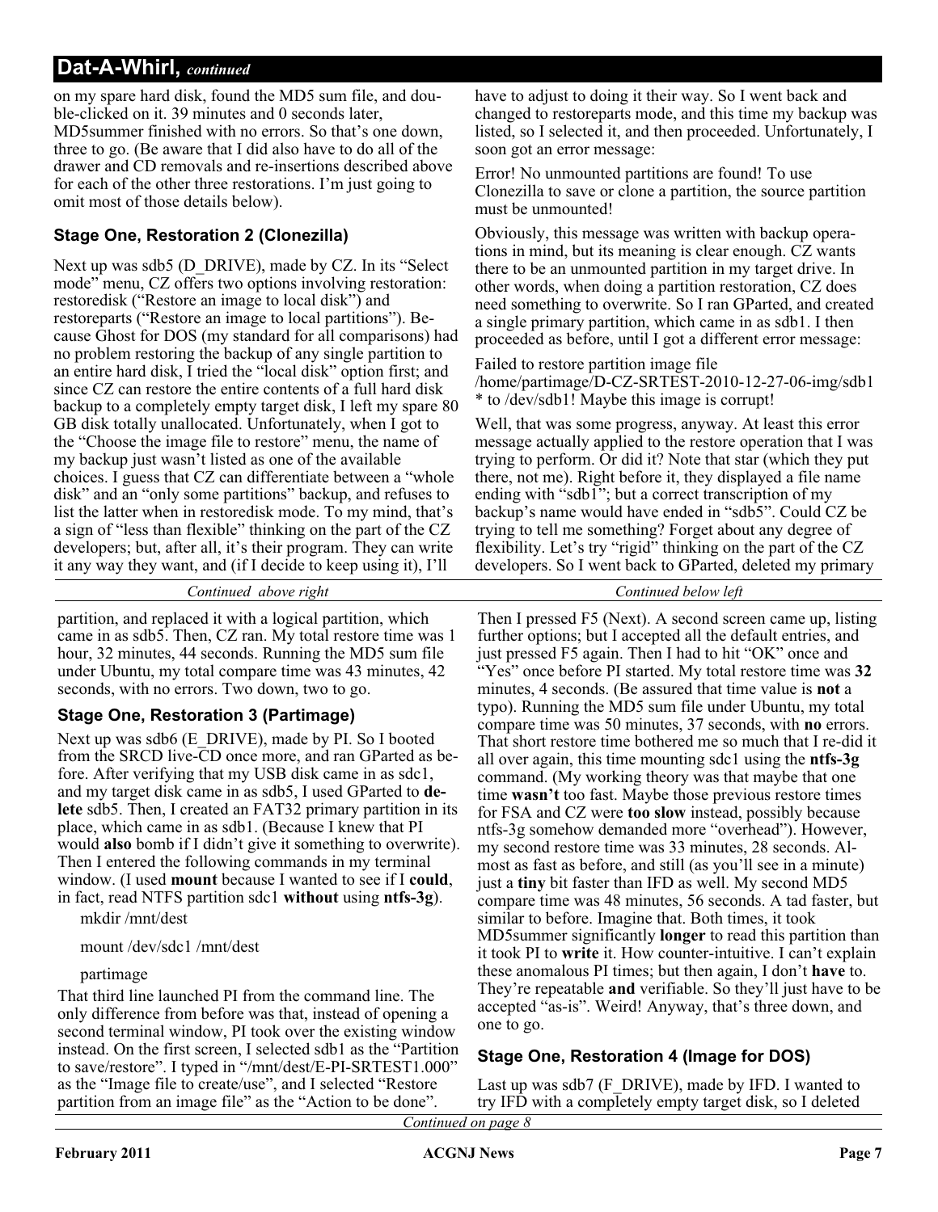## Dat-A-Whirl, *continued*

on my spare hard disk, found the MD5 sum file, and double-clicked on it. 39 minutes and 0 seconds later, MD5summer finished with no errors. So that's one down, three to go. (Be aware that I did also have to do all of the drawer and CD removals and re-insertions described above for each of the other three restorations. I'm just going to omit most of those details below).

### Stage One, Restoration 2 (Clonezilla)

Next up was sdb5 (D_DRIVE), made by CZ. In its "Select mode" menu, CZ offers two options involving restoration: restoredisk ("Restore an image to local disk") and restoreparts ("Restore an image to local partitions"). Because Ghost for DOS (my standard for all comparisons) had no problem restoring the backup of any single partition to an entire hard disk, I tried the "local disk" option first; and since CZ can restore the entire contents of a full hard disk backup to a completely empty target disk, I left my spare 80 GB disk totally unallocated. Unfortunately, when I got to the "Choose the image file to restore" menu, the name of my backup just wasn't listed as one of the available choices. I guess that CZ can differentiate between a "whole disk" and an "only some partitions" backup, and refuses to list the latter when in restoredisk mode. To my mind, that's a sign of "less than flexible" thinking on the part of the CZ developers; but, after all, it's their program. They can write it any way they want, and (if I decide to keep using it), I'll have to adjust to doing it their way. So I went back and changed to restoreparts mode, and this time my backup was listed, so I selected it, and then proceeded. Unfortunately, I soon got an error message:

Error! No unmounted partitions are found! To use Clonezilla to save or clone a partition, the source partition must be unmounted!

Obviously, this message was written with backup operations in mind, but its meaning is clear enough. CZ wants there to be an unmounted partition in my target drive. In other words, when doing a partition restoration, CZ does need something to overwrite. So I ran GParted, and created a single primary partition, which came in as sdb1. I then proceeded as before, until I got a different error message:

Failed to restore partition image file /home/partimage/D-CZ-SRTEST-2010-12-27-06-img/sdb1 * to /dev/sdb1! Maybe this image is corrupt!

Well, that was some progress, anyway. At least this error message actually applied to the restore operation that I was trying to perform. Or did it? Note that star (which they put there, not me). Right before it, they displayed a file name ending with "sdb1"; but a correct transcription of my backup's name would have ended in "sdb5". Could CZ be trying to tell me something? Forget about any degree of flexibility. Let's try "rigid" thinking on the part of the CZ developers. So I went back to GParted, deleted my primary partition, and replaced it with a logical partition, which came in as sdb5. Then, CZ ran. My total restore time was 1 hour, 32 minutes, 44 seconds. Running the MD5 sum file under Ubuntu, my total compare time was 43 minutes, 42 seconds, with no errors. Two down, two to go.

### Stage One, Restoration 3 (Partimage)

Next up was sdb6 (E_DRIVE), made by PI. So I booted from the SRCD live-CD once more, and ran GParted as before. After verifying that my USB disk came in as sdc1, and my target disk came in as sdb5, I used GParted to **delete** sdb5. Then, I created an FAT32 primary partition in its place, which came in as sdb1. (Because I knew that PI would **also** bomb if I didn't give it something to overwrite). Then I entered the following commands in my terminal window. (I used **mount** because I wanted to see if I **could**, in fact, read NTFS partition sdc1 **without** using **ntfs-3g**).

```
mkdir /mnt/dest
mount /dev/sdc1 /mnt/dest
partimage
```

That third line launched PI from the command line. The only difference from before was that, instead of opening a second terminal window, PI took over the existing window instead. On the first screen, I selected sdb1 as the "Partition to save/restore". I typed in "/mnt/dest/E-PI-SRTEST1.000" as the "Image file to create/use", and I selected "Restore partition from an image file" as the "Action to be done". Then I pressed F5 (Next). A second screen came up, listing further options; but I accepted all the default entries, and just pressed F5 again. Then I had to hit "OK" once and "Yes" once before PI started. My total restore time was **32** minutes, 4 seconds. (Be assured that time value is **not** a typo). Running the MD5 sum file under Ubuntu, my total compare time was 50 minutes, 37 seconds, with **no** errors. That short restore time bothered me so much that I re-did it all over again, this time mounting sdc1 using the **ntfs-3g** command. (My working theory was that maybe that one time **wasn't** too fast. Maybe those previous restore times for FSA and CZ were **too slow** instead, possibly because ntfs-3g somehow demanded more "overhead"). However, my second restore time was 33 minutes, 28 seconds. Almost as fast as before, and still (as you'll see in a minute) just a **tiny** bit faster than IFD as well. My second MD5 compare time was 48 minutes, 56 seconds. A tad faster, but similar to before. Imagine that. Both times, it took MD5summer significantly **longer** to read this partition than it took PI to **write** it. How counter-intuitive. I can't explain these anomalous PI times; but then again, I don't **have** to. They're repeatable **and** verifiable. So they'll just have to be accepted "as-is". Weird! Anyway, that's three down, and one to go.

### Stage One, Restoration 4 (Image for DOS)

Last up was sdb7 (F_DRIVE), made by IFD. I wanted to try IFD with a completely empty target disk, so I deleted

*Continued on page 8*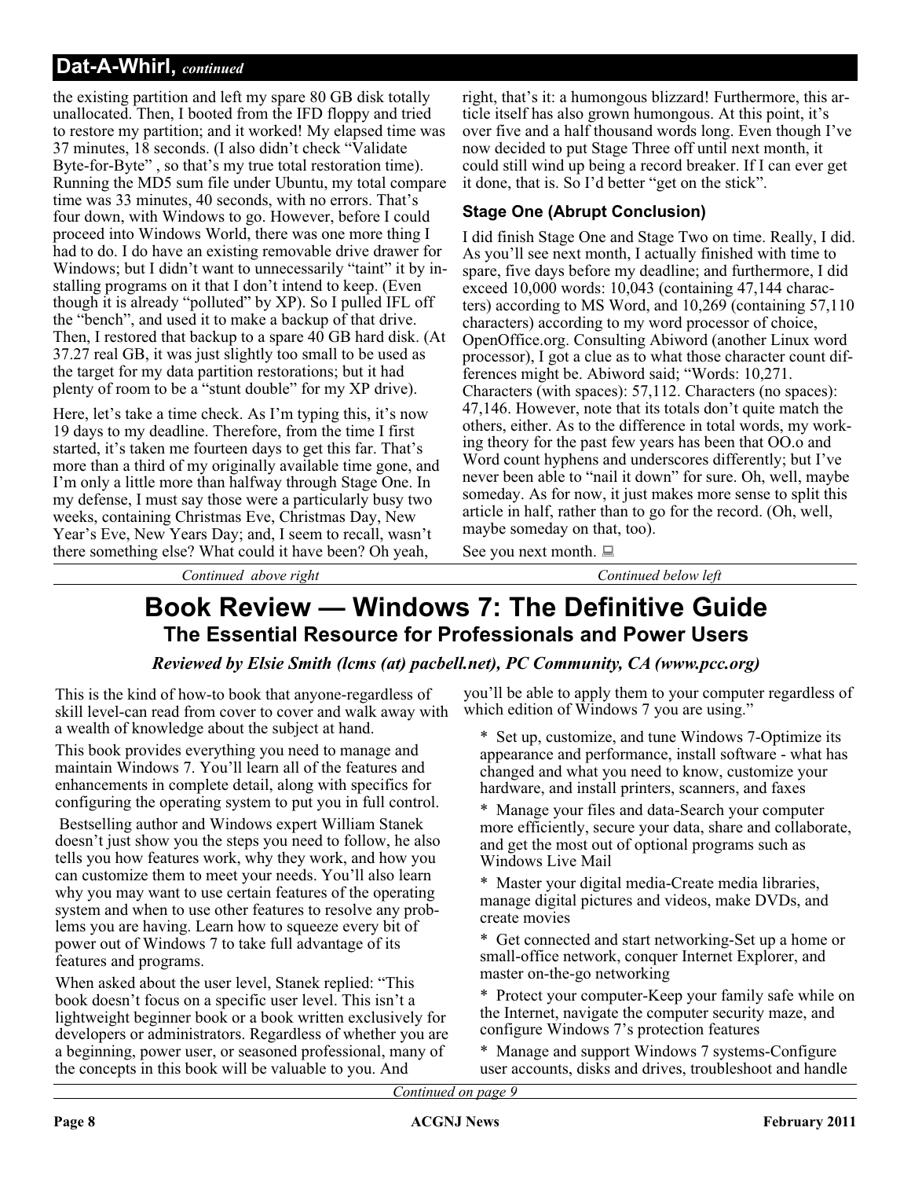## Dat-A-Whirl, *continued*

the existing partition and left my spare 80 GB disk totally unallocated. Then, I booted from the IFD floppy and tried to restore my partition; and it worked! My elapsed time was 37 minutes, 18 seconds. (I also didn't check "Validate Byte-for-Byte" , so that's my true total restoration time). Running the MD5 sum file under Ubuntu, my total compare time was 33 minutes, 40 seconds, with no errors. That's four down, with Windows to go. However, before I could proceed into Windows World, there was one more thing I had to do. I do have an existing removable drive drawer for Windows; but I didn't want to unnecessarily "taint" it by installing programs on it that I don't intend to keep. (Even though it is already "polluted" by XP). So I pulled IFL off the "bench", and used it to make a backup of that drive. Then, I restored that backup to a spare 40 GB hard disk. (At 37.27 real GB, it was just slightly too small to be used as the target for my data partition restorations; but it had plenty of room to be a "stunt double" for my XP drive).

Here, let's take a time check. As I'm typing this, it's now 19 days to my deadline. Therefore, from the time I first started, it's taken me fourteen days to get this far. That's more than a third of my originally available time gone, and I'm only a little more than halfway through Stage One. In my defense, I must say those were a particularly busy two weeks, containing Christmas Eve, Christmas Day, New Year's Eve, New Years Day; and, I seem to recall, wasn't there something else? What could it have been? Oh yeah, right, that's it: a humongous blizzard! Furthermore, this article itself has also grown humongous. At this point, it's over five and a half thousand words long. Even though I've now decided to put Stage Three off until next month, it could still wind up being a record breaker. If I can ever get it done, that is. So I'd better "get on the stick".

### Stage One (Abrupt Conclusion)

I did finish Stage One and Stage Two on time. Really, I did. As you'll see next month, I actually finished with time to spare, five days before my deadline; and furthermore, I did exceed 10,000 words: 10,043 (containing 47,144 characters) according to MS Word, and 10,269 (containing 57,110 characters) according to my word processor of choice, OpenOffice.org. Consulting Abiword (another Linux word processor), I got a clue as to what those character count differences might be. Abiword said; "Words: 10,271. Characters (with spaces): 57,112. Characters (no spaces): 47,146. However, note that its totals don't quite match the others, either. As to the difference in total words, my working theory for the past few years has been that OO.o and Word count hyphens and underscores differently; but I've never been able to "nail it down" for sure. Oh, well, maybe someday. As for now, it just makes more sense to split this article in half, rather than to go for the record. (Oh, well, maybe someday on that, too).

See you next month.

# Book Review — Windows 7: The Definitive Guide

## The Essential Resource for Professionals and Power Users

*Reviewed by Elsie Smith (lcms (at) pacbell.net), PC Community, CA (www.pcc.org)*

This is the kind of how-to book that anyone-regardless of skill level-can read from cover to cover and walk away with a wealth of knowledge about the subject at hand.

This book provides everything you need to manage and maintain Windows 7. You'll learn all of the features and enhancements in complete detail, along with specifics for configuring the operating system to put you in full control.

Bestselling author and Windows expert William Stanek doesn't just show you the steps you need to follow, he also tells you how features work, why they work, and how you can customize them to meet your needs. You'll also learn why you may want to use certain features of the operating system and when to use other features to resolve any problems you are having. Learn how to squeeze every bit of power out of Windows 7 to take full advantage of its features and programs.

When asked about the user level, Stanek replied: "This book doesn't focus on a specific user level. This isn't a lightweight beginner book or a book written exclusively for developers or administrators. Regardless of whether you are a beginning, power user, or seasoned professional, many of the concepts in this book will be valuable to you. And you'll be able to apply them to your computer regardless of which edition of Windows 7 you are using."

* Set up, customize, and tune Windows 7-Optimize its appearance and performance, install software - what has changed and what you need to know, customize your hardware, and install printers, scanners, and faxes
* Manage your files and data-Search your computer more efficiently, secure your data, share and collaborate, and get the most out of optional programs such as Windows Live Mail
* Master your digital media-Create media libraries, manage digital pictures and videos, make DVDs, and create movies
* Get connected and start networking-Set up a home or small-office network, conquer Internet Explorer, and master on-the-go networking
* Protect your computer-Keep your family safe while on the Internet, navigate the computer security maze, and configure Windows 7's protection features
* Manage and support Windows 7 systems-Configure user accounts, disks and drives, troubleshoot and handle

*Continued on page 9*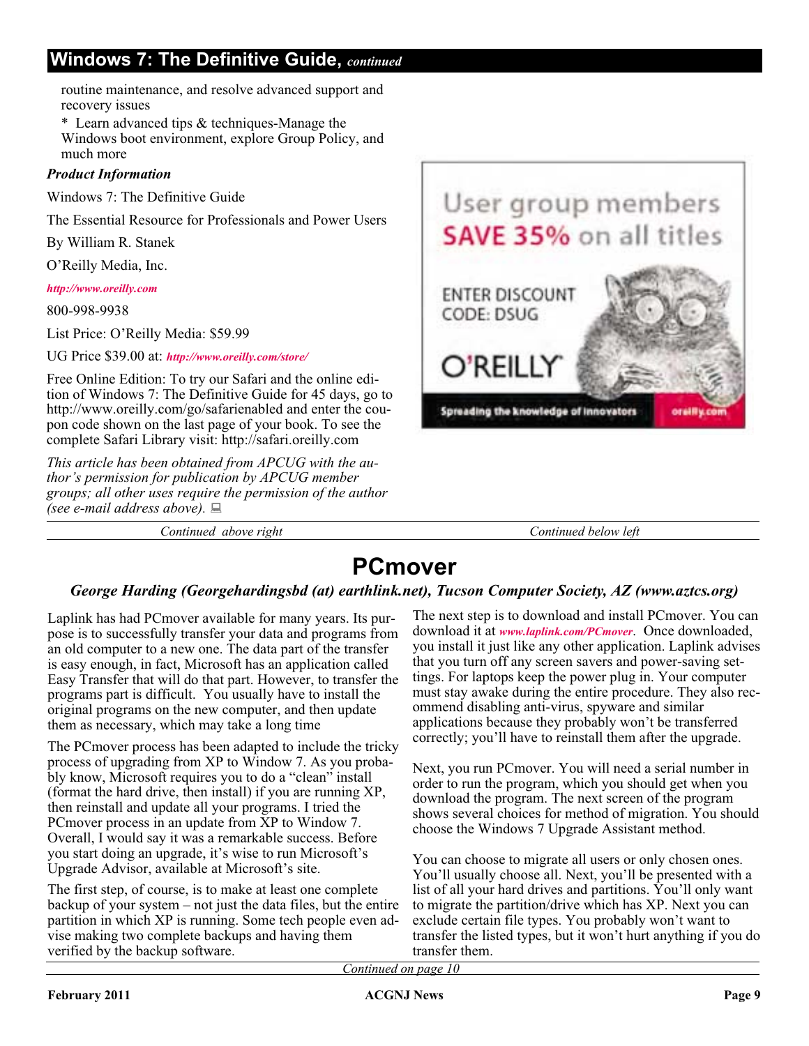## Windows 7: The Definitive Guide, *continued*

routine maintenance, and resolve advanced support and recovery issues

* Learn advanced tips & techniques-Manage the Windows boot environment, explore Group Policy, and much more

***Product Information***

Windows 7: The Definitive Guide

The Essential Resource for Professionals and Power Users

By William R. Stanek

O'Reilly Media, Inc.

*http://www.oreilly.com*

800-998-9938

List Price: O'Reilly Media: $59.99

UG Price $39.00 at: *http://www.oreilly.com/store/*

Free Online Edition: To try our Safari and the online edition of Windows 7: The Definitive Guide for 45 days, go to http://www.oreilly.com/go/safarienabled and enter the coupon code shown on the last page of your book. To see the complete Safari Library visit: http://safari.oreilly.com

*This article has been obtained from APCUG with the author's permission for publication by APCUG member groups; all other uses require the permission of the author (see e-mail address above).*

User group members SAVE 35% on all titles

ENTER DISCOUNT CODE: DSUG

O'REILLY

Spreading the knowledge of innovators — oreilly.com

*Continued above right*

*Continued below left*

# PCmover

***George Harding (Georgehardingsbd (at) earthlink.net), Tucson Computer Society, AZ (www.aztcs.org)***

Laplink has had PCmover available for many years. Its purpose is to successfully transfer your data and programs from an old computer to a new one. The data part of the transfer is easy enough, in fact, Microsoft has an application called Easy Transfer that will do that part. However, to transfer the programs part is difficult. You usually have to install the original programs on the new computer, and then update them as necessary, which may take a long time

The PCmover process has been adapted to include the tricky process of upgrading from XP to Window 7. As you probably know, Microsoft requires you to do a "clean" install (format the hard drive, then install) if you are running XP, then reinstall and update all your programs. I tried the PCmover process in an update from XP to Window 7. Overall, I would say it was a remarkable success. Before you start doing an upgrade, it's wise to run Microsoft's Upgrade Advisor, available at Microsoft's site.

The first step, of course, is to make at least one complete backup of your system – not just the data files, but the entire partition in which XP is running. Some tech people even advise making two complete backups and having them verified by the backup software.

The next step is to download and install PCmover. You can download it at *www.laplink.com/PCmover*. Once downloaded, you install it just like any other application. Laplink advises that you turn off any screen savers and power-saving settings. For laptops keep the power plug in. Your computer must stay awake during the entire procedure. They also recommend disabling anti-virus, spyware and similar applications because they probably won't be transferred correctly; you'll have to reinstall them after the upgrade.

Next, you run PCmover. You will need a serial number in order to run the program, which you should get when you download the program. The next screen of the program shows several choices for method of migration. You should choose the Windows 7 Upgrade Assistant method.

You can choose to migrate all users or only chosen ones. You'll usually choose all. Next, you'll be presented with a list of all your hard drives and partitions. You'll only want to migrate the partition/drive which has XP. Next you can exclude certain file types. You probably won't want to transfer the listed types, but it won't hurt anything if you do transfer them.

*Continued on page 10*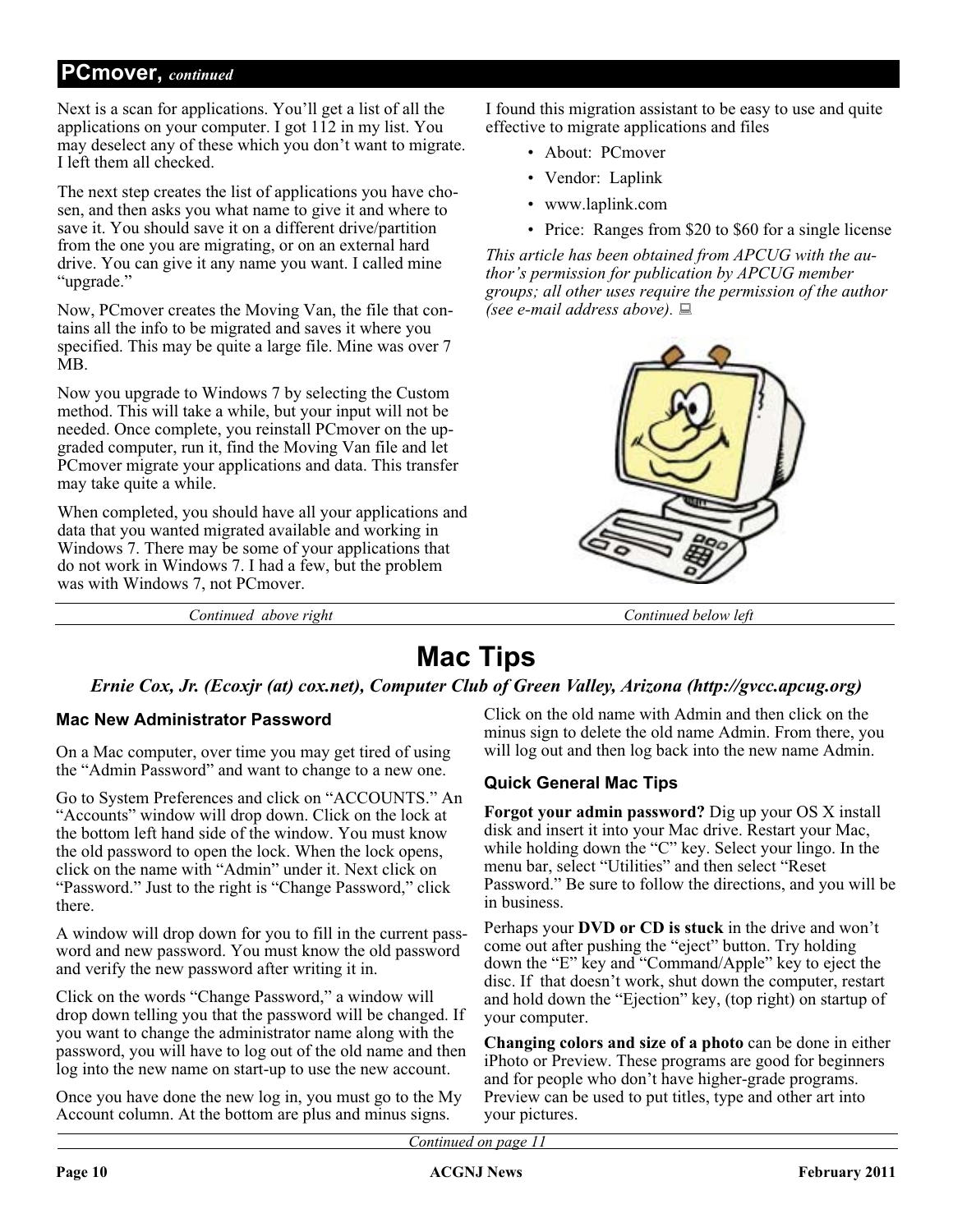## PCmover, *continued*

Next is a scan for applications. You'll get a list of all the applications on your computer. I got 112 in my list. You may deselect any of these which you don't want to migrate. I left them all checked.

The next step creates the list of applications you have chosen, and then asks you what name to give it and where to save it. You should save it on a different drive/partition from the one you are migrating, or on an external hard drive. You can give it any name you want. I called mine "upgrade."

Now, PCmover creates the Moving Van, the file that contains all the info to be migrated and saves it where you specified. This may be quite a large file. Mine was over 7 MB.

Now you upgrade to Windows 7 by selecting the Custom method. This will take a while, but your input will not be needed. Once complete, you reinstall PCmover on the upgraded computer, run it, find the Moving Van file and let PCmover migrate your applications and data. This transfer may take quite a while.

When completed, you should have all your applications and data that you wanted migrated available and working in Windows 7. There may be some of your applications that do not work in Windows 7. I had a few, but the problem was with Windows 7, not PCmover.

I found this migration assistant to be easy to use and quite effective to migrate applications and files

- About: PCmover
- Vendor: Laplink
- www.laplink.com
- Price: Ranges from $20 to $60 for a single license

*This article has been obtained from APCUG with the author's permission for publication by APCUG member groups; all other uses require the permission of the author (see e-mail address above).*

# Mac Tips

***Ernie Cox, Jr. (Ecoxjr (at) cox.net), Computer Club of Green Valley, Arizona (http://gvcc.apcug.org)***

### Mac New Administrator Password

On a Mac computer, over time you may get tired of using the "Admin Password" and want to change to a new one.

Go to System Preferences and click on "ACCOUNTS." An "Accounts" window will drop down. Click on the lock at the bottom left hand side of the window. You must know the old password to open the lock. When the lock opens, click on the name with "Admin" under it. Next click on "Password." Just to the right is "Change Password," click there.

A window will drop down for you to fill in the current password and new password. You must know the old password and verify the new password after writing it in.

Click on the words "Change Password," a window will drop down telling you that the password will be changed. If you want to change the administrator name along with the password, you will have to log out of the old name and then log into the new name on start-up to use the new account.

Once you have done the new log in, you must go to the My Account column. At the bottom are plus and minus signs. Click on the old name with Admin and then click on the minus sign to delete the old name Admin. From there, you will log out and then log back into the new name Admin.

### Quick General Mac Tips

**Forgot your admin password?** Dig up your OS X install disk and insert it into your Mac drive. Restart your Mac, while holding down the "C" key. Select your lingo. In the menu bar, select "Utilities" and then select "Reset Password." Be sure to follow the directions, and you will be in business.

Perhaps your **DVD or CD is stuck** in the drive and won't come out after pushing the "eject" button. Try holding down the "E" key and "Command/Apple" key to eject the disc. If that doesn't work, shut down the computer, restart and hold down the "Ejection" key, (top right) on startup of your computer.

**Changing colors and size of a photo** can be done in either iPhoto or Preview. These programs are good for beginners and for people who don't have higher-grade programs. Preview can be used to put titles, type and other art into your pictures.

*Continued on page 11*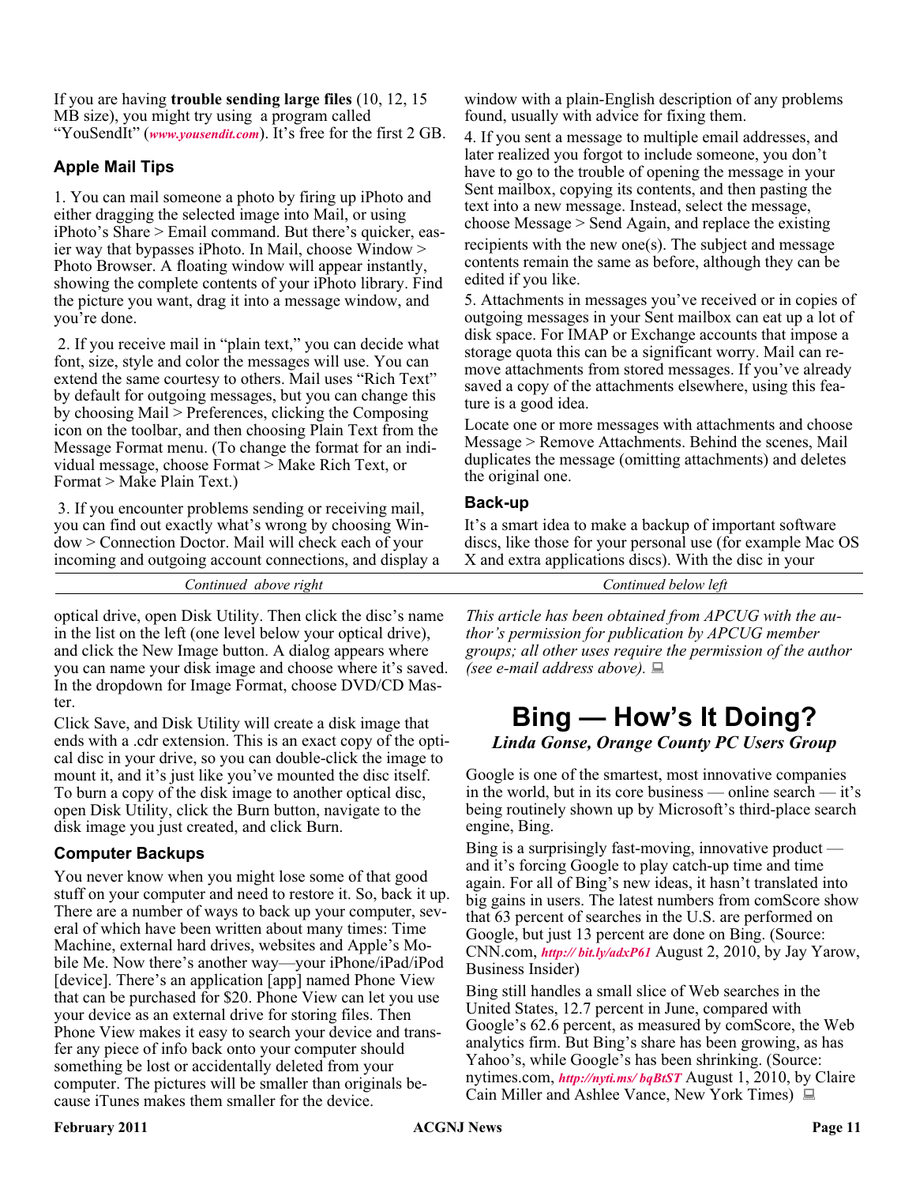If you are having **trouble sending large files** (10, 12, 15 MB size), you might try using a program called "YouSendIt" (*www.yousendit.com*). It's free for the first 2 GB.

### Apple Mail Tips

1. You can mail someone a photo by firing up iPhoto and either dragging the selected image into Mail, or using iPhoto's Share > Email command. But there's quicker, easier way that bypasses iPhoto. In Mail, choose Window > Photo Browser. A floating window will appear instantly, showing the complete contents of your iPhoto library. Find the picture you want, drag it into a message window, and you're done.

2. If you receive mail in "plain text," you can decide what font, size, style and color the messages will use. You can extend the same courtesy to others. Mail uses "Rich Text" by default for outgoing messages, but you can change this by choosing Mail > Preferences, clicking the Composing icon on the toolbar, and then choosing Plain Text from the Message Format menu. (To change the format for an individual message, choose Format > Make Rich Text, or Format > Make Plain Text.)

3. If you encounter problems sending or receiving mail, you can find out exactly what's wrong by choosing Window > Connection Doctor. Mail will check each of your incoming and outgoing account connections, and display a window with a plain-English description of any problems found, usually with advice for fixing them.

4. If you sent a message to multiple email addresses, and later realized you forgot to include someone, you don't have to go to the trouble of opening the message in your Sent mailbox, copying its contents, and then pasting the text into a new message. Instead, select the message, choose Message > Send Again, and replace the existing recipients with the new one(s). The subject and message contents remain the same as before, although they can be edited if you like.

5. Attachments in messages you've received or in copies of outgoing messages in your Sent mailbox can eat up a lot of disk space. For IMAP or Exchange accounts that impose a storage quota this can be a significant worry. Mail can remove attachments from stored messages. If you've already saved a copy of the attachments elsewhere, using this feature is a good idea.

Locate one or more messages with attachments and choose Message > Remove Attachments. Behind the scenes, Mail duplicates the message (omitting attachments) and deletes the original one.

### Back-up

It's a smart idea to make a backup of important software discs, like those for your personal use (for example Mac OS X and extra applications discs). With the disc in your optical drive, open Disk Utility. Then click the disc's name in the list on the left (one level below your optical drive), and click the New Image button. A dialog appears where you can name your disk image and choose where it's saved. In the dropdown for Image Format, choose DVD/CD Master.

Click Save, and Disk Utility will create a disk image that ends with a .cdr extension. This is an exact copy of the optical disc in your drive, so you can double-click the image to mount it, and it's just like you've mounted the disc itself. To burn a copy of the disk image to another optical disc, open Disk Utility, click the Burn button, navigate to the disk image you just created, and click Burn.

### Computer Backups

You never know when you might lose some of that good stuff on your computer and need to restore it. So, back it up. There are a number of ways to back up your computer, several of which have been written about many times: Time Machine, external hard drives, websites and Apple's Mobile Me. Now there's another way—your iPhone/iPad/iPod [device]. There's an application [app] named Phone View that can be purchased for $20. Phone View can let you use your device as an external drive for storing files. Then Phone View makes it easy to search your device and transfer any piece of info back onto your computer should something be lost or accidentally deleted from your computer. The pictures will be smaller than originals because iTunes makes them smaller for the device.

*This article has been obtained from APCUG with the author's permission for publication by APCUG member groups; all other uses require the permission of the author (see e-mail address above).*

## Bing — How's It Doing?

***Linda Gonse, Orange County PC Users Group***

Google is one of the smartest, most innovative companies in the world, but in its core business — online search — it's being routinely shown up by Microsoft's third-place search engine, Bing.

Bing is a surprisingly fast-moving, innovative product — and it's forcing Google to play catch-up time and time again. For all of Bing's new ideas, it hasn't translated into big gains in users. The latest numbers from comScore show that 63 percent of searches in the U.S. are performed on Google, but just 13 percent are done on Bing. (Source: CNN.com, *http:// bit.ly/adxP61* August 2, 2010, by Jay Yarow, Business Insider)

Bing still handles a small slice of Web searches in the United States, 12.7 percent in June, compared with Google's 62.6 percent, as measured by comScore, the Web analytics firm. But Bing's share has been growing, as has Yahoo's, while Google's has been shrinking. (Source: nytimes.com, *http://nyti.ms/ bqBtST* August 1, 2010, by Claire Cain Miller and Ashlee Vance, New York Times)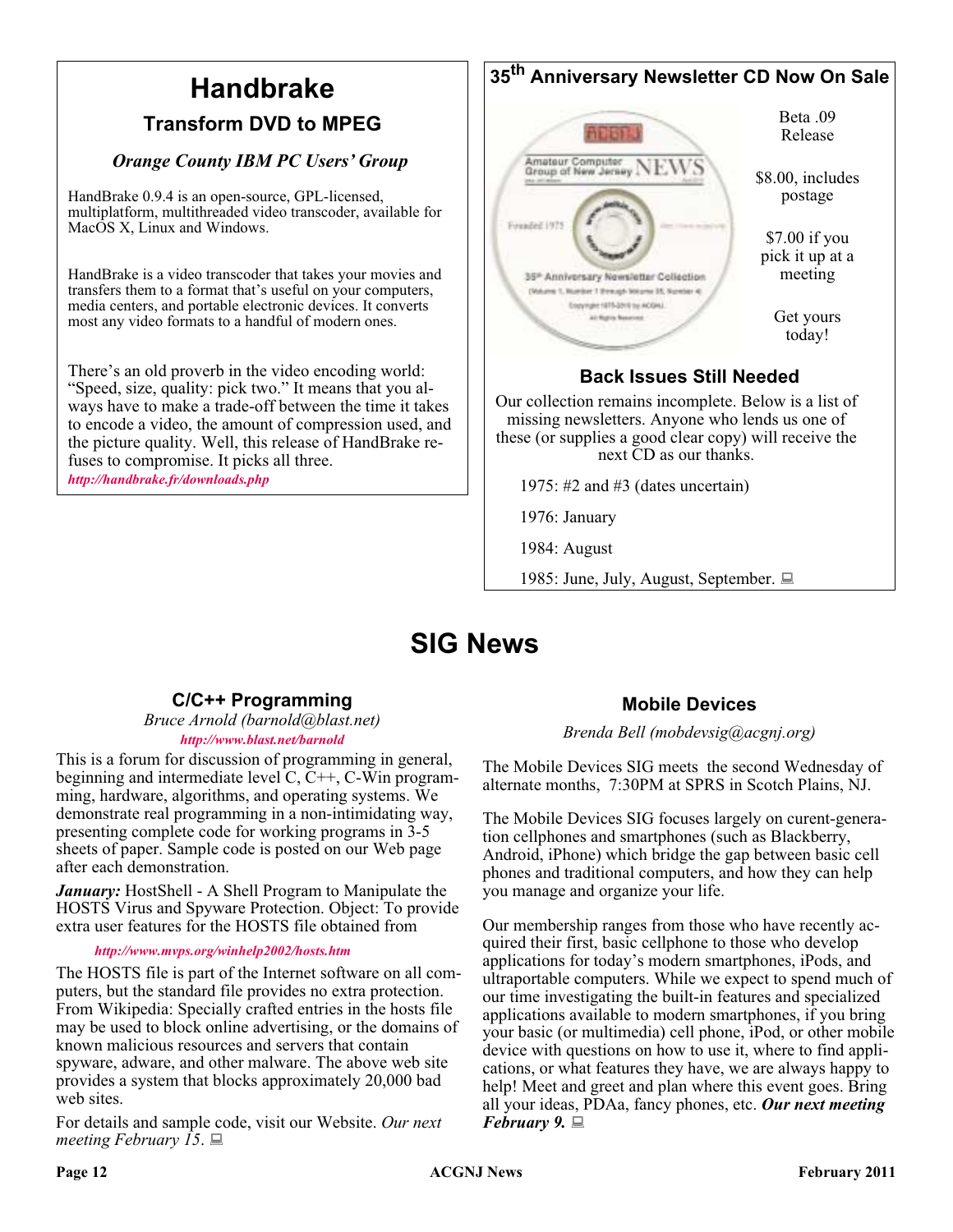# Handbrake

## Transform DVD to MPEG

### *Orange County IBM PC Users' Group*

HandBrake 0.9.4 is an open-source, GPL-licensed, multiplatform, multithreaded video transcoder, available for MacOS X, Linux and Windows.

HandBrake is a video transcoder that takes your movies and transfers them to a format that's useful on your computers, media centers, and portable electronic devices. It converts most any video formats to a handful of modern ones.

There's an old proverb in the video encoding world: "Speed, size, quality: pick two." It means that you always have to make a trade-off between the time it takes to encode a video, the amount of compression used, and the picture quality. Well, this release of HandBrake refuses to compromise. It picks all three.

*http://handbrake.fr/downloads.php*

## 35th Anniversary Newsletter CD Now On Sale

Beta .09 Release

$8.00, includes postage

$7.00 if you pick it up at a meeting

Get yours today!

### Back Issues Still Needed

Our collection remains incomplete. Below is a list of missing newsletters. Anyone who lends us one of these (or supplies a good clear copy) will receive the next CD as our thanks.

1975: #2 and #3 (dates uncertain)

1976: January

1984: August

1985: June, July, August, September.

# SIG News

## C/C++ Programming

*Bruce Arnold (barnold@blast.net)*

*http://www.blast.net/barnold*

This is a forum for discussion of programming in general, beginning and intermediate level C, C++, C-Win programming, hardware, algorithms, and operating systems. We demonstrate real programming in a non-intimidating way, presenting complete code for working programs in 3-5 sheets of paper. Sample code is posted on our Web page after each demonstration.

***January:*** HostShell - A Shell Program to Manipulate the HOSTS Virus and Spyware Protection. Object: To provide extra user features for the HOSTS file obtained from

*http://www.mvps.org/winhelp2002/hosts.htm*

The HOSTS file is part of the Internet software on all computers, but the standard file provides no extra protection. From Wikipedia: Specially crafted entries in the hosts file may be used to block online advertising, or the domains of known malicious resources and servers that contain spyware, adware, and other malware. The above web site provides a system that blocks approximately 20,000 bad web sites.

For details and sample code, visit our Website. *Our next meeting February 15*.

## Mobile Devices

*Brenda Bell (mobdevsig@acgnj.org)*

The Mobile Devices SIG meets the second Wednesday of alternate months, 7:30PM at SPRS in Scotch Plains, NJ.

The Mobile Devices SIG focuses largely on curent-generation cellphones and smartphones (such as Blackberry, Android, iPhone) which bridge the gap between basic cell phones and traditional computers, and how they can help you manage and organize your life.

Our membership ranges from those who have recently acquired their first, basic cellphone to those who develop applications for today's modern smartphones, iPods, and ultraportable computers. While we expect to spend much of our time investigating the built-in features and specialized applications available to modern smartphones, if you bring your basic (or multimedia) cell phone, iPod, or other mobile device with questions on how to use it, where to find applications, or what features they have, we are always happy to help! Meet and greet and plan where this event goes. Bring all your ideas, PDAa, fancy phones, etc. ***Our next meeting February 9.***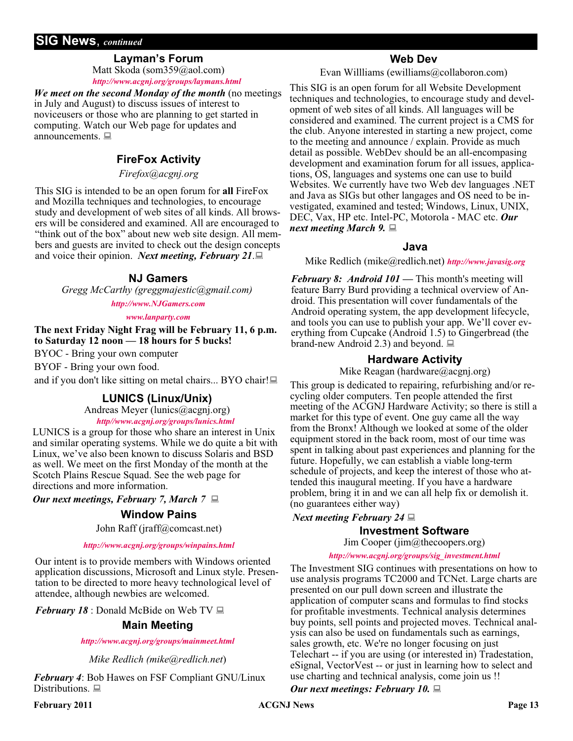## SIG News, *continued*

### Layman's Forum

Matt Skoda (som359@aol.com)

*http://www.acgnj.org/groups/laymans.html*

***We meet on the second Monday of the month*** (no meetings in July and August) to discuss issues of interest to noviceusers or those who are planning to get started in computing. Watch our Web page for updates and announcements.

### FireFox Activity

*Firefox@acgnj.org*

This SIG is intended to be an open forum for **all** FireFox and Mozilla techniques and technologies, to encourage study and development of web sites of all kinds. All browsers will be considered and examined. All are encouraged to "think out of the box" about new web site design. All members and guests are invited to check out the design concepts and voice their opinion. ***Next meeting, February 21***.

### NJ Gamers

*Gregg McCarthy (greggmajestic@gmail.com)*

*http://www.NJGamers.com*

*www.lanparty.com*

**The next Friday Night Frag will be February 11, 6 p.m. to Saturday 12 noon — 18 hours for 5 bucks!**

BYOC - Bring your own computer

BYOF - Bring your own food.

and if you don't like sitting on metal chairs... BYO chair!

### LUNICS (Linux/Unix)

Andreas Meyer (lunics@acgnj.org)

*http//www.acgnj.org/groups/lunics.html*

LUNICS is a group for those who share an interest in Unix and similar operating systems. While we do quite a bit with Linux, we've also been known to discuss Solaris and BSD as well. We meet on the first Monday of the month at the Scotch Plains Rescue Squad. See the web page for directions and more information.

***Our next meetings, February 7, March 7***

### Window Pains

John Raff (jraff@comcast.net)

*http://www.acgnj.org/groups/winpains.html*

Our intent is to provide members with Windows oriented application discussions, Microsoft and Linux style. Presentation to be directed to more heavy technological level of attendee, although newbies are welcomed.

***February 18*** : Donald McBide on Web TV

### Main Meeting

*http://www.acgnj.org/groups/mainmeet.html*

*Mike Redlich (mike@redlich.net)*

***February 4***: Bob Hawes on FSF Compliant GNU/Linux Distributions.

### Web Dev

Evan Willliams (ewilliams@collaboron.com)

This SIG is an open forum for all Website Development techniques and technologies, to encourage study and development of web sites of all kinds. All languages will be considered and examined. The current project is a CMS for the club. Anyone interested in starting a new project, come to the meeting and announce / explain. Provide as much detail as possible. WebDev should be an all-encompasing development and examination forum for all issues, applications, OS, languages and systems one can use to build Websites. We currently have two Web dev languages .NET and Java as SIGs but other langages and OS need to be investigated, examined and tested; Windows, Linux, UNIX, DEC, Vax, HP etc. Intel-PC, Motorola - MAC etc. ***Our next meeting March 9.***

### Java

Mike Redlich (mike@redlich.net) *http://www.javasig.org*

***February 8: Android 101 —*** This month's meeting will feature Barry Burd providing a technical overview of Android. This presentation will cover fundamentals of the Android operating system, the app development lifecycle, and tools you can use to publish your app. We'll cover everything from Cupcake (Android 1.5) to Gingerbread (the brand-new Android 2.3) and beyond.

### Hardware Activity

Mike Reagan (hardware@acgnj.org)

This group is dedicated to repairing, refurbishing and/or recycling older computers. Ten people attended the first meeting of the ACGNJ Hardware Activity; so there is still a market for this type of event. One guy came all the way from the Bronx! Although we looked at some of the older equipment stored in the back room, most of our time was spent in talking about past experiences and planning for the future. Hopefully, we can establish a viable long-term schedule of projects, and keep the interest of those who attended this inaugural meeting. If you have a hardware problem, bring it in and we can all help fix or demolish it. (no guarantees either way)

***Next meeting February 24***

### Investment Software

Jim Cooper (jim@thecoopers.org)

*http://www.acgnj.org/groups/sig_investment.html*

The Investment SIG continues with presentations on how to use analysis programs TC2000 and TCNet. Large charts are presented on our pull down screen and illustrate the application of computer scans and formulas to find stocks for profitable investments. Technical analysis determines buy points, sell points and projected moves. Technical analysis can also be used on fundamentals such as earnings, sales growth, etc. We're no longer focusing on just Telechart -- if you are using (or interested in) Tradestation, eSignal, VectorVest -- or just in learning how to select and use charting and technical analysis, come join us !!

***Our next meetings: February 10.***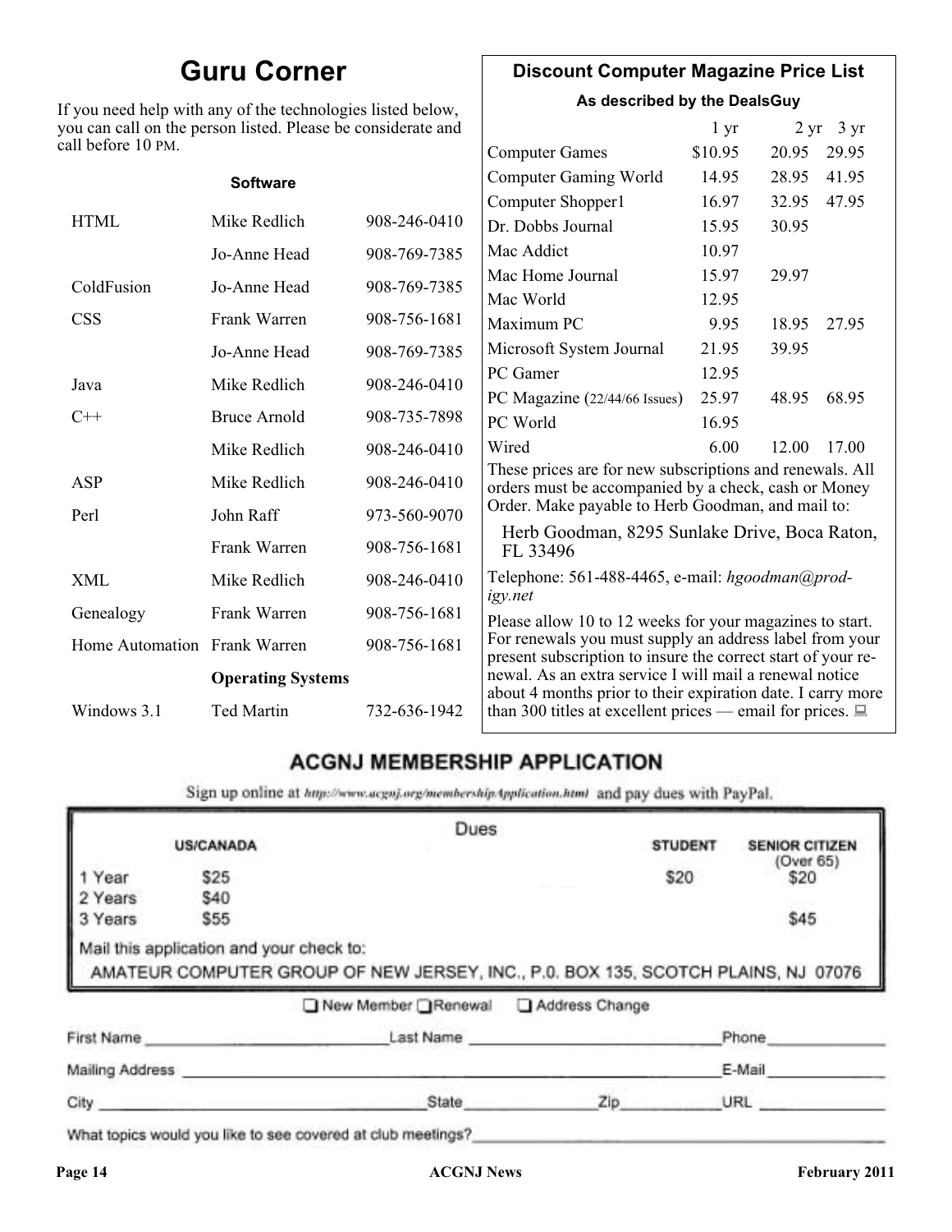## Guru Corner

If you need help with any of the technologies listed below, you can call on the person listed. Please be considerate and call before 10 PM.

| | Software | |
|---|---|---|
| HTML | Mike Redlich | 908-246-0410 |
| | Jo-Anne Head | 908-769-7385 |
| ColdFusion | Jo-Anne Head | 908-769-7385 |
| CSS | Frank Warren | 908-756-1681 |
| | Jo-Anne Head | 908-769-7385 |
| Java | Mike Redlich | 908-246-0410 |
| C++ | Bruce Arnold | 908-735-7898 |
| | Mike Redlich | 908-246-0410 |
| ASP | Mike Redlich | 908-246-0410 |
| Perl | John Raff | 973-560-9070 |
| | Frank Warren | 908-756-1681 |
| XML | Mike Redlich | 908-246-0410 |
| Genealogy | Frank Warren | 908-756-1681 |
| Home Automation | Frank Warren | 908-756-1681 |
| | **Operating Systems** | |
| Windows 3.1 | Ted Martin | 732-636-1942 |

## Discount Computer Magazine Price List

**As described by the DealsGuy**

| | 1 yr | 2 yr | 3 yr |
|---|---|---|---|
| Computer Games | $10.95 | 20.95 | 29.95 |
| Computer Gaming World | 14.95 | 28.95 | 41.95 |
| Computer Shopper1 | 16.97 | 32.95 | 47.95 |
| Dr. Dobbs Journal | 15.95 | 30.95 | |
| Mac Addict | 10.97 | | |
| Mac Home Journal | 15.97 | 29.97 | |
| Mac World | 12.95 | | |
| Maximum PC | 9.95 | 18.95 | 27.95 |
| Microsoft System Journal | 21.95 | 39.95 | |
| PC Gamer | 12.95 | | |
| PC Magazine (22/44/66 Issues) | 25.97 | 48.95 | 68.95 |
| PC World | 16.95 | | |
| Wired | 6.00 | 12.00 | 17.00 |

These prices are for new subscriptions and renewals. All orders must be accompanied by a check, cash or Money Order. Make payable to Herb Goodman, and mail to:

Herb Goodman, 8295 Sunlake Drive, Boca Raton, FL 33496

Telephone: 561-488-4465, e-mail: *hgoodman@prodigy.net*

Please allow 10 to 12 weeks for your magazines to start. For renewals you must supply an address label from your present subscription to insure the correct start of your renewal. As an extra service I will mail a renewal notice about 4 months prior to their expiration date. I carry more than 300 titles at excellent prices — email for prices.

## ACGNJ MEMBERSHIP APPLICATION

Sign up online at http://www.acgnj.org/membershipApplication.html and pay dues with PayPal.

**Dues**

| | US/CANADA | STUDENT | SENIOR CITIZEN (Over 65) |
|---|---|---|---|
| 1 Year | $25 | $20 | $20 |
| 2 Years | $40 | | |
| 3 Years | $55 | | $45 |

Mail this application and your check to:

AMATEUR COMPUTER GROUP OF NEW JERSEY, INC., P.0. BOX 135, SCOTCH PLAINS, NJ 07076

☐ New Member ☐ Renewal ☐ Address Change

First Name \_\_\_\_\_\_\_\_ Last Name \_\_\_\_\_\_\_\_ Phone \_\_\_\_\_\_\_\_

Mailing Address \_\_\_\_\_\_\_\_ E-Mail \_\_\_\_\_\_\_\_

City \_\_\_\_\_\_\_\_ State \_\_\_\_\_\_\_\_ Zip \_\_\_\_\_\_\_\_ URL \_\_\_\_\_\_\_\_

What topics would you like to see covered at club meetings? \_\_\_\_\_\_\_\_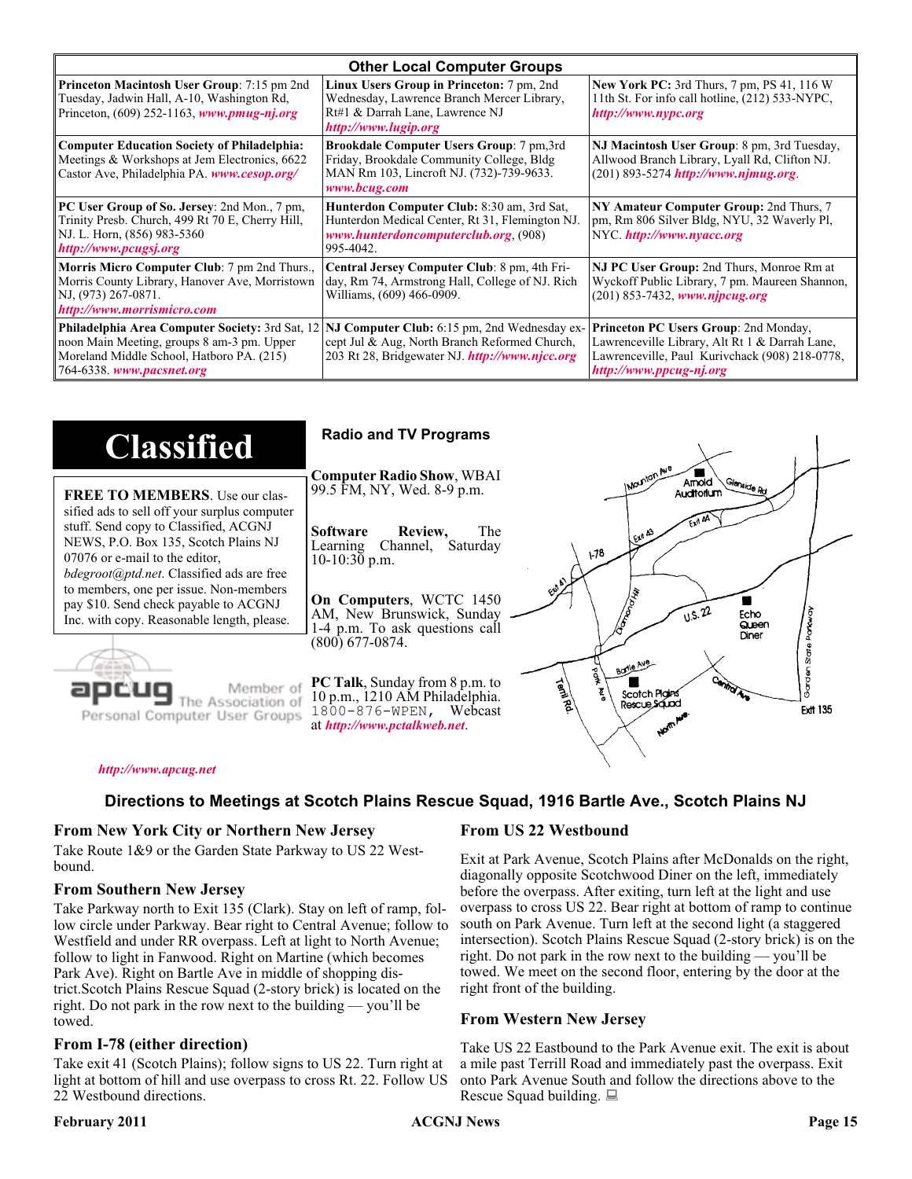## Other Local Computer Groups

| | | |
|---|---|---|
| **Princeton Macintosh User Group**: 7:15 pm 2nd Tuesday, Jadwin Hall, A-10, Washington Rd, Princeton, (609) 252-1163, ***www.pmug-nj.org*** | **Linux Users Group in Princeton:** 7 pm, 2nd Wednesday, Lawrence Branch Mercer Library, Rt#1 & Darrah Lane, Lawrence NJ ***http://www.lugip.org*** | **New York PC:** 3rd Thurs, 7 pm, PS 41, 116 W 11th St. For info call hotline, (212) 533-NYPC, ***http://www.nypc.org*** |
| **Computer Education Society of Philadelphia:** Meetings & Workshops at Jem Electronics, 6622 Castor Ave, Philadelphia PA. ***www.cesop.org/*** | **Brookdale Computer Users Group**: 7 pm,3rd Friday, Brookdale Community College, Bldg MAN Rm 103, Lincroft NJ. (732)-739-9633. ***www.bcug.com*** | **NJ Macintosh User Group**: 8 pm, 3rd Tuesday, Allwood Branch Library, Lyall Rd, Clifton NJ. (201) 893-5274 ***http://www.njmug.org***. |
| **PC User Group of So. Jersey**: 2nd Mon., 7 pm, Trinity Presb. Church, 499 Rt 70 E, Cherry Hill, NJ. L. Horn, (856) 983-5360 ***http://www.pcugsj.org*** | **Hunterdon Computer Club:** 8:30 am, 3rd Sat, Hunterdon Medical Center, Rt 31, Flemington NJ. ***www.hunterdoncomputerclub.org***, (908) 995-4042. | **NY Amateur Computer Group:** 2nd Thurs, 7 pm, Rm 806 Silver Bldg, NYU, 32 Waverly Pl, NYC. ***http://www.nyacc.org*** |
| **Morris Micro Computer Club**: 7 pm 2nd Thurs., Morris County Library, Hanover Ave, Morristown NJ, (973) 267-0871. ***http://www.morrismicro.com*** | **Central Jersey Computer Club**: 8 pm, 4th Friday, Rm 74, Armstrong Hall, College of NJ. Rich Williams, (609) 466-0909. | **NJ PC User Group:** 2nd Thurs, Monroe Rm at Wyckoff Public Library, 7 pm. Maureen Shannon, (201) 853-7432, ***www.njpcug.org*** |
| **Philadelphia Area Computer Society:** 3rd Sat, 12 noon Main Meeting, groups 8 am-3 pm. Upper Moreland Middle School, Hatboro PA. (215) 764-6338. ***www.pacsnet.org*** | **NJ Computer Club:** 6:15 pm, 2nd Wednesday except Jul & Aug, North Branch Reformed Church, 203 Rt 28, Bridgewater NJ. ***http://www.njcc.org*** | **Princeton PC Users Group**: 2nd Monday, Lawrenceville Library, Alt Rt 1 & Darrah Lane, Lawrenceville, Paul Kurivchack (908) 218-0778, ***http://www.ppcug-nj.org*** |

# Classified

**FREE TO MEMBERS**. Use our classified ads to sell off your surplus computer stuff. Send copy to Classified, ACGNJ NEWS, P.O. Box 135, Scotch Plains NJ 07076 or e-mail to the editor, *bdegroot@ptd.net*. Classified ads are free to members, one per issue. Non-members pay $10. Send check payable to ACGNJ Inc. with copy. Reasonable length, please.

apcug Member of The Association of Personal Computer User Groups

***http://www.apcug.net***

## Radio and TV Programs

**Computer Radio Show**, WBAI 99.5 FM, NY, Wed. 8-9 p.m.

**Software Review,** The Learning Channel, Saturday 10-10:30 p.m.

**On Computers**, WCTC 1450 AM, New Brunswick, Sunday 1-4 p.m. To ask questions call (800) 677-0874.

**PC Talk**, Sunday from 8 p.m. to 10 p.m., 1210 AM Philadelphia. 1800-876-WPEN, Webcast at ***http://www.pctalkweb.net***.

## Directions to Meetings at Scotch Plains Rescue Squad, 1916 Bartle Ave., Scotch Plains NJ

### From New York City or Northern New Jersey

Take Route 1&9 or the Garden State Parkway to US 22 Westbound.

### From Southern New Jersey

Take Parkway north to Exit 135 (Clark). Stay on left of ramp, follow circle under Parkway. Bear right to Central Avenue; follow to Westfield and under RR overpass. Left at light to North Avenue; follow to light in Fanwood. Right on Martine (which becomes Park Ave). Right on Bartle Ave in middle of shopping district.Scotch Plains Rescue Squad (2-story brick) is located on the right. Do not park in the row next to the building — you'll be towed.

### From I-78 (either direction)

Take exit 41 (Scotch Plains); follow signs to US 22. Turn right at light at bottom of hill and use overpass to cross Rt. 22. Follow US 22 Westbound directions.

### From US 22 Westbound

Exit at Park Avenue, Scotch Plains after McDonalds on the right, diagonally opposite Scotchwood Diner on the left, immediately before the overpass. After exiting, turn left at the light and use overpass to cross US 22. Bear right at bottom of ramp to continue south on Park Avenue. Turn left at the second light (a staggered intersection). Scotch Plains Rescue Squad (2-story brick) is on the right. Do not park in the row next to the building — you'll be towed. We meet on the second floor, entering by the door at the right front of the building.

### From Western New Jersey

Take US 22 Eastbound to the Park Avenue exit. The exit is about a mile past Terrill Road and immediately past the overpass. Exit onto Park Avenue South and follow the directions above to the Rescue Squad building.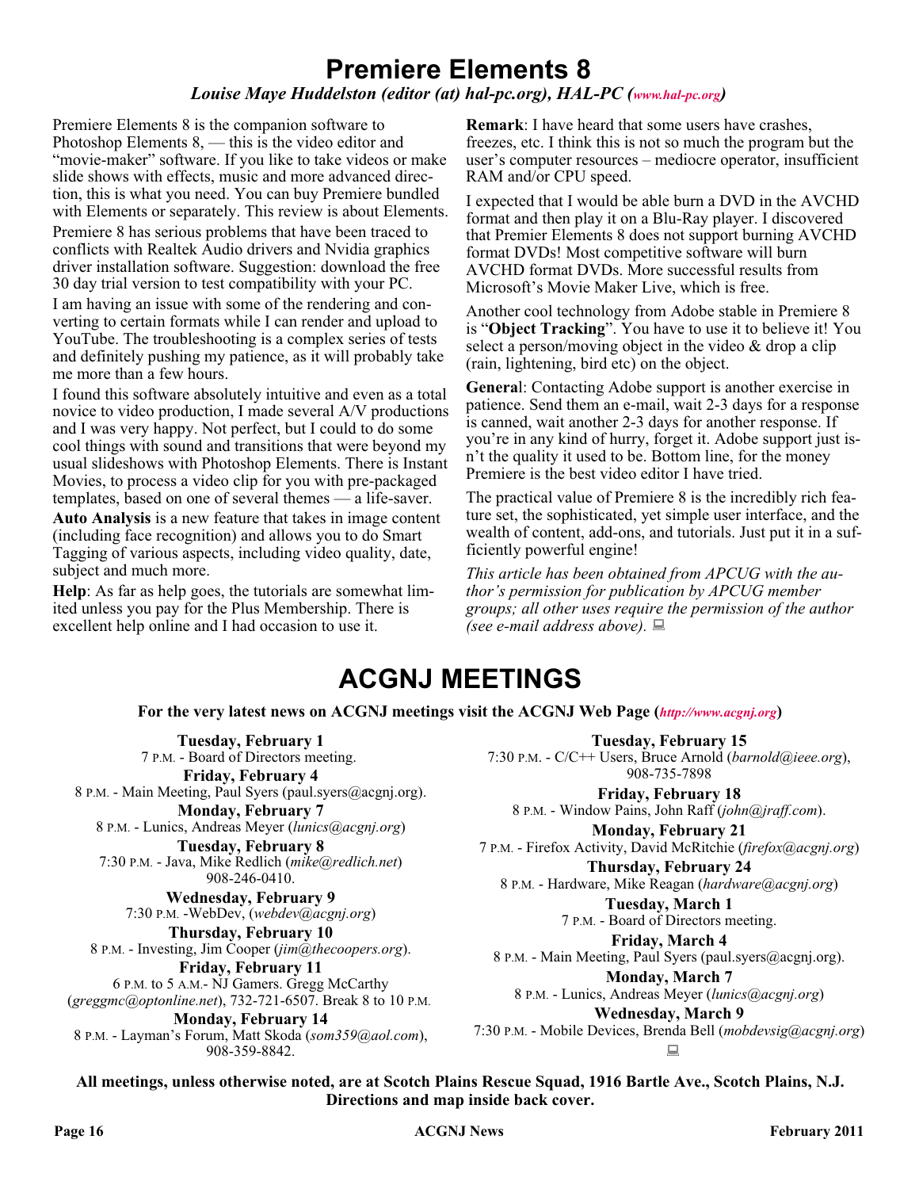# Premiere Elements 8

*Louise Maye Huddelston (editor (at) hal-pc.org), HAL-PC (www.hal-pc.org)*

Premiere Elements 8 is the companion software to Photoshop Elements 8, — this is the video editor and "movie-maker" software. If you like to take videos or make slide shows with effects, music and more advanced direction, this is what you need. You can buy Premiere bundled with Elements or separately. This review is about Elements.

Premiere 8 has serious problems that have been traced to conflicts with Realtek Audio drivers and Nvidia graphics driver installation software. Suggestion: download the free 30 day trial version to test compatibility with your PC.

I am having an issue with some of the rendering and converting to certain formats while I can render and upload to YouTube. The troubleshooting is a complex series of tests and definitely pushing my patience, as it will probably take me more than a few hours.

I found this software absolutely intuitive and even as a total novice to video production, I made several A/V productions and I was very happy. Not perfect, but I could to do some cool things with sound and transitions that were beyond my usual slideshows with Photoshop Elements. There is Instant Movies, to process a video clip for you with pre-packaged templates, based on one of several themes — a life-saver.

**Auto Analysis** is a new feature that takes in image content (including face recognition) and allows you to do Smart Tagging of various aspects, including video quality, date, subject and much more.

**Help**: As far as help goes, the tutorials are somewhat limited unless you pay for the Plus Membership. There is excellent help online and I had occasion to use it.

**Remark**: I have heard that some users have crashes, freezes, etc. I think this is not so much the program but the user's computer resources – mediocre operator, insufficient RAM and/or CPU speed.

I expected that I would be able burn a DVD in the AVCHD format and then play it on a Blu-Ray player. I discovered that Premier Elements 8 does not support burning AVCHD format DVDs! Most competitive software will burn AVCHD format DVDs. More successful results from Microsoft's Movie Maker Live, which is free.

Another cool technology from Adobe stable in Premiere 8 is "**Object Tracking**". You have to use it to believe it! You select a person/moving object in the video & drop a clip (rain, lightening, bird etc) on the object.

**General**: Contacting Adobe support is another exercise in patience. Send them an e-mail, wait 2-3 days for a response is canned, wait another 2-3 days for another response. If you're in any kind of hurry, forget it. Adobe support just isn't the quality it used to be. Bottom line, for the money Premiere is the best video editor I have tried.

The practical value of Premiere 8 is the incredibly rich feature set, the sophisticated, yet simple user interface, and the wealth of content, add-ons, and tutorials. Just put it in a sufficiently powerful engine!

*This article has been obtained from APCUG with the author's permission for publication by APCUG member groups; all other uses require the permission of the author (see e-mail address above).*

# ACGNJ MEETINGS

**For the very latest news on ACGNJ meetings visit the ACGNJ Web Page (*http://www.acgnj.org*)**

**Tuesday, February 1**
7 P.M. - Board of Directors meeting.

**Friday, February 4**
8 P.M. - Main Meeting, Paul Syers (paul.syers@acgnj.org).

**Monday, February 7**
8 P.M. - Lunics, Andreas Meyer (*lunics@acgnj.org*)

**Tuesday, February 8**
7:30 P.M. - Java, Mike Redlich (*mike@redlich.net*) 908-246-0410.

**Wednesday, February 9**
7:30 P.M. -WebDev, (*webdev@acgnj.org*)

**Thursday, February 10**
8 P.M. - Investing, Jim Cooper (*jim@thecoopers.org*).

**Friday, February 11**
6 P.M. to 5 A.M.- NJ Gamers. Gregg McCarthy (*greggmc@optonline.net*), 732-721-6507. Break 8 to 10 P.M.

**Monday, February 14**
8 P.M. - Layman's Forum, Matt Skoda (*som359@aol.com*), 908-359-8842.

**Tuesday, February 15**
7:30 P.M. - C/C++ Users, Bruce Arnold (*barnold@ieee.org*), 908-735-7898

**Friday, February 18**
8 P.M. - Window Pains, John Raff (*john@jraff.com*).

**Monday, February 21**
7 P.M. - Firefox Activity, David McRitchie (*firefox@acgnj.org*)

**Thursday, February 24**
8 P.M. - Hardware, Mike Reagan (*hardware@acgnj.org*)

**Tuesday, March 1**
7 P.M. - Board of Directors meeting.

**Friday, March 4**
8 P.M. - Main Meeting, Paul Syers (paul.syers@acgnj.org).

**Monday, March 7**
8 P.M. - Lunics, Andreas Meyer (*lunics@acgnj.org*)

**Wednesday, March 9**
7:30 P.M. - Mobile Devices, Brenda Bell (*mobdevsig@acgnj.org*)

**All meetings, unless otherwise noted, are at Scotch Plains Rescue Squad, 1916 Bartle Ave., Scotch Plains, N.J. Directions and map inside back cover.**